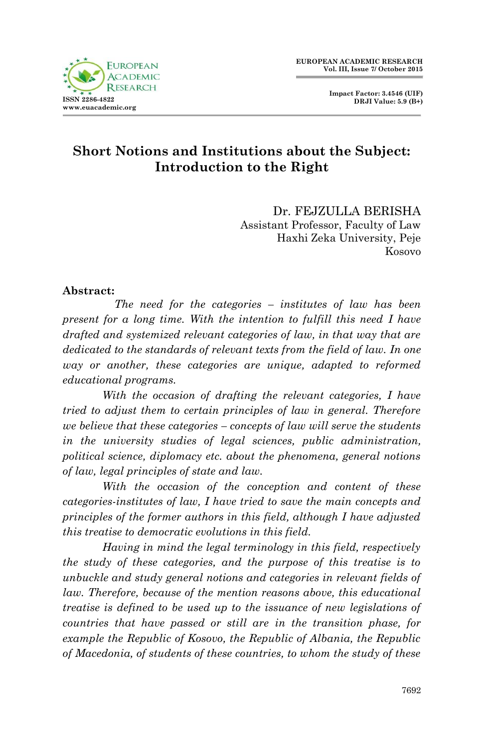# Short Notions and Institutions about the Subject: Introduction to the Right

Dr. FEJZULLA BERISHA
Assistant Professor, Faculty of Law
Haxhi Zeka University, Peje
Kosovo

**Abstract:**

*The need for the categories – institutes of law has been present for a long time. With the intention to fulfill this need I have drafted and systemized relevant categories of law, in that way that are dedicated to the standards of relevant texts from the field of law. In one way or another, these categories are unique, adapted to reformed educational programs.*

*With the occasion of drafting the relevant categories, I have tried to adjust them to certain principles of law in general. Therefore we believe that these categories – concepts of law will serve the students in the university studies of legal sciences, public administration, political science, diplomacy etc. about the phenomena, general notions of law, legal principles of state and law.*

*With the occasion of the conception and content of these categories-institutes of law, I have tried to save the main concepts and principles of the former authors in this field, although I have adjusted this treatise to democratic evolutions in this field.*

*Having in mind the legal terminology in this field, respectively the study of these categories, and the purpose of this treatise is to unbuckle and study general notions and categories in relevant fields of law. Therefore, because of the mention reasons above, this educational treatise is defined to be used up to the issuance of new legislations of countries that have passed or still are in the transition phase, for example the Republic of Kosovo, the Republic of Albania, the Republic of Macedonia, of students of these countries, to whom the study of these*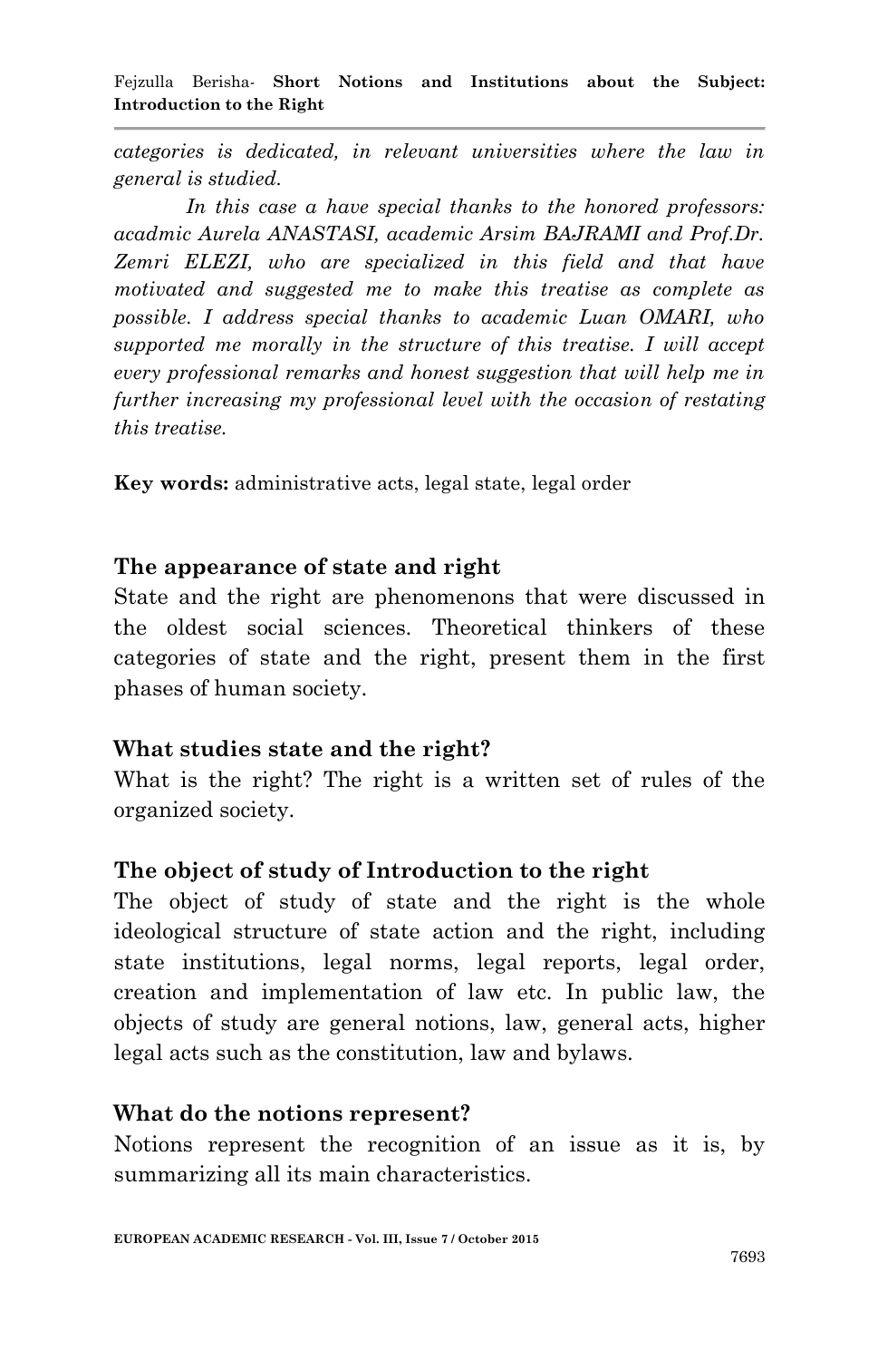*categories is dedicated, in relevant universities where the law in general is studied.*

*In this case a have special thanks to the honored professors: acadmic Aurela ANASTASI, academic Arsim BAJRAMI and Prof.Dr. Zemri ELEZI, who are specialized in this field and that have motivated and suggested me to make this treatise as complete as possible. I address special thanks to academic Luan OMARI, who supported me morally in the structure of this treatise. I will accept every professional remarks and honest suggestion that will help me in further increasing my professional level with the occasion of restating this treatise.*

**Key words:** administrative acts, legal state, legal order

## The appearance of state and right

State and the right are phenomenons that were discussed in the oldest social sciences. Theoretical thinkers of these categories of state and the right, present them in the first phases of human society.

## What studies state and the right?

What is the right? The right is a written set of rules of the organized society.

## The object of study of Introduction to the right

The object of study of state and the right is the whole ideological structure of state action and the right, including state institutions, legal norms, legal reports, legal order, creation and implementation of law etc. In public law, the objects of study are general notions, law, general acts, higher legal acts such as the constitution, law and bylaws.

## What do the notions represent?

Notions represent the recognition of an issue as it is, by summarizing all its main characteristics.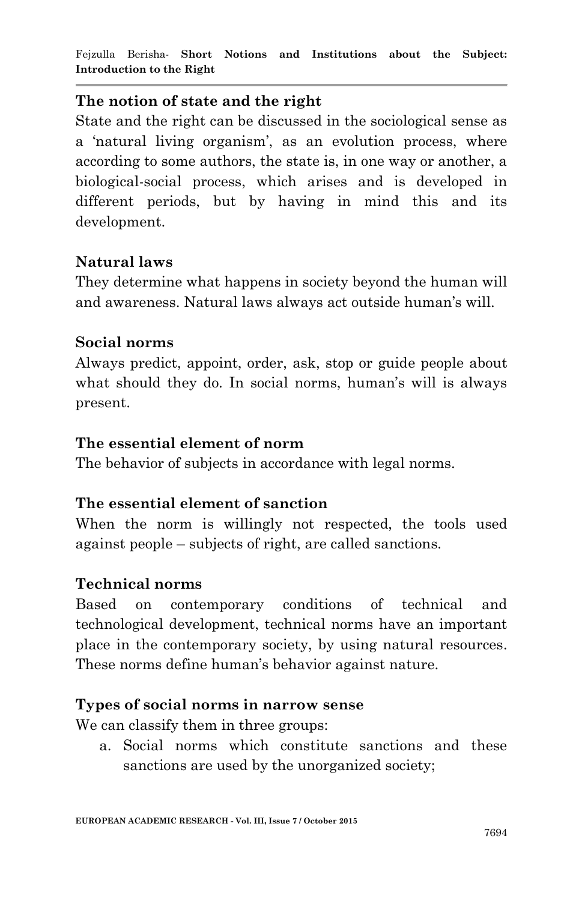### The notion of state and the right

State and the right can be discussed in the sociological sense as a 'natural living organism', as an evolution process, where according to some authors, the state is, in one way or another, a biological-social process, which arises and is developed in different periods, but by having in mind this and its development.

### Natural laws

They determine what happens in society beyond the human will and awareness. Natural laws always act outside human's will.

### Social norms

Always predict, appoint, order, ask, stop or guide people about what should they do. In social norms, human's will is always present.

### The essential element of norm

The behavior of subjects in accordance with legal norms.

### The essential element of sanction

When the norm is willingly not respected, the tools used against people – subjects of right, are called sanctions.

### Technical norms

Based on contemporary conditions of technical and technological development, technical norms have an important place in the contemporary society, by using natural resources. These norms define human's behavior against nature.

### Types of social norms in narrow sense

We can classify them in three groups:

a. Social norms which constitute sanctions and these sanctions are used by the unorganized society;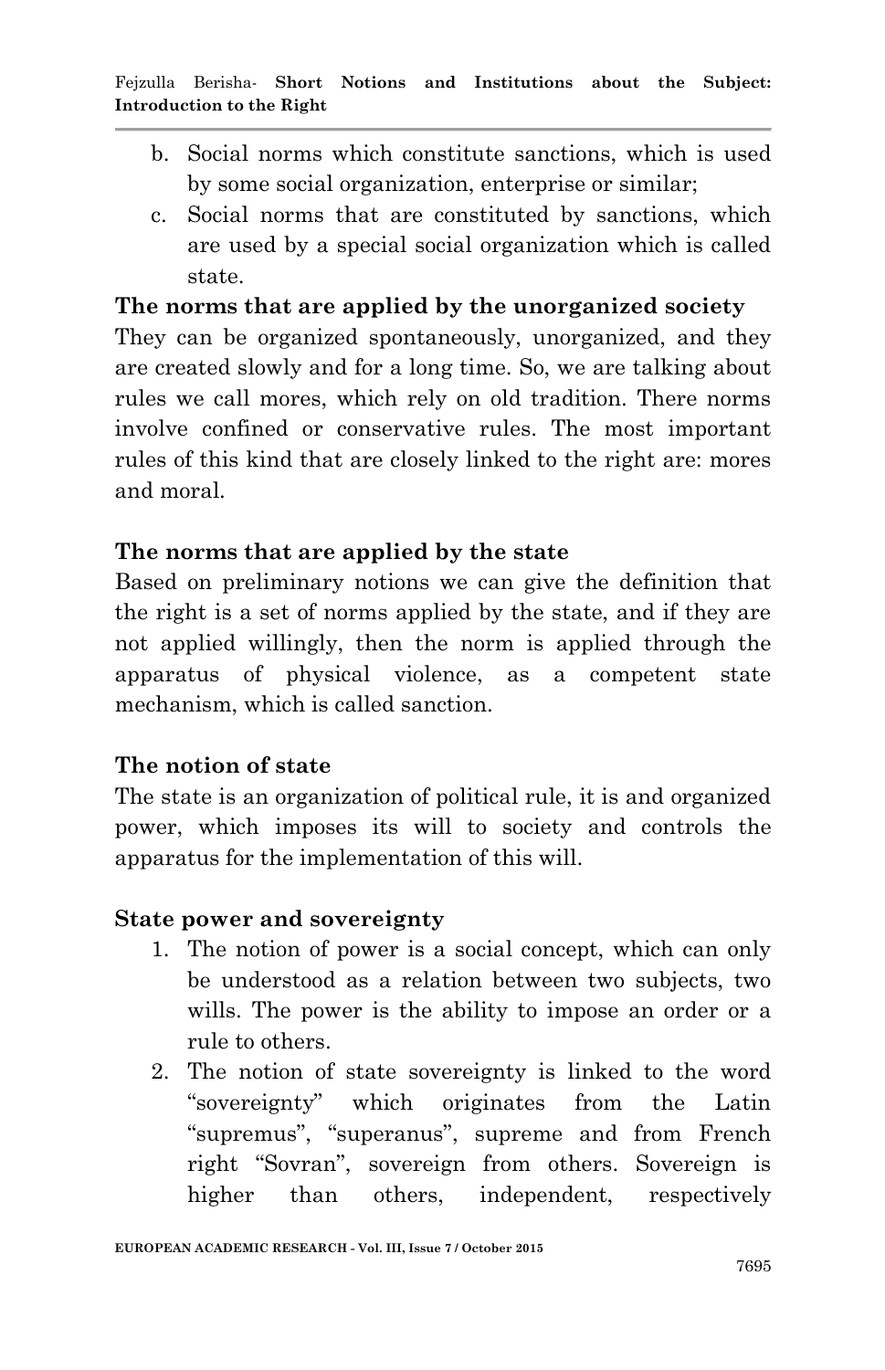b. Social norms which constitute sanctions, which is used by some social organization, enterprise or similar;
c. Social norms that are constituted by sanctions, which are used by a special social organization which is called state.

**The norms that are applied by the unorganized society**

They can be organized spontaneously, unorganized, and they are created slowly and for a long time. So, we are talking about rules we call mores, which rely on old tradition. There norms involve confined or conservative rules. The most important rules of this kind that are closely linked to the right are: mores and moral.

**The norms that are applied by the state**

Based on preliminary notions we can give the definition that the right is a set of norms applied by the state, and if they are not applied willingly, then the norm is applied through the apparatus of physical violence, as a competent state mechanism, which is called sanction.

**The notion of state**

The state is an organization of political rule, it is and organized power, which imposes its will to society and controls the apparatus for the implementation of this will.

**State power and sovereignty**

1. The notion of power is a social concept, which can only be understood as a relation between two subjects, two wills. The power is the ability to impose an order or a rule to others.
2. The notion of state sovereignty is linked to the word "sovereignty" which originates from the Latin "supremus", "superanus", supreme and from French right "Sovran", sovereign from others. Sovereign is higher than others, independent, respectively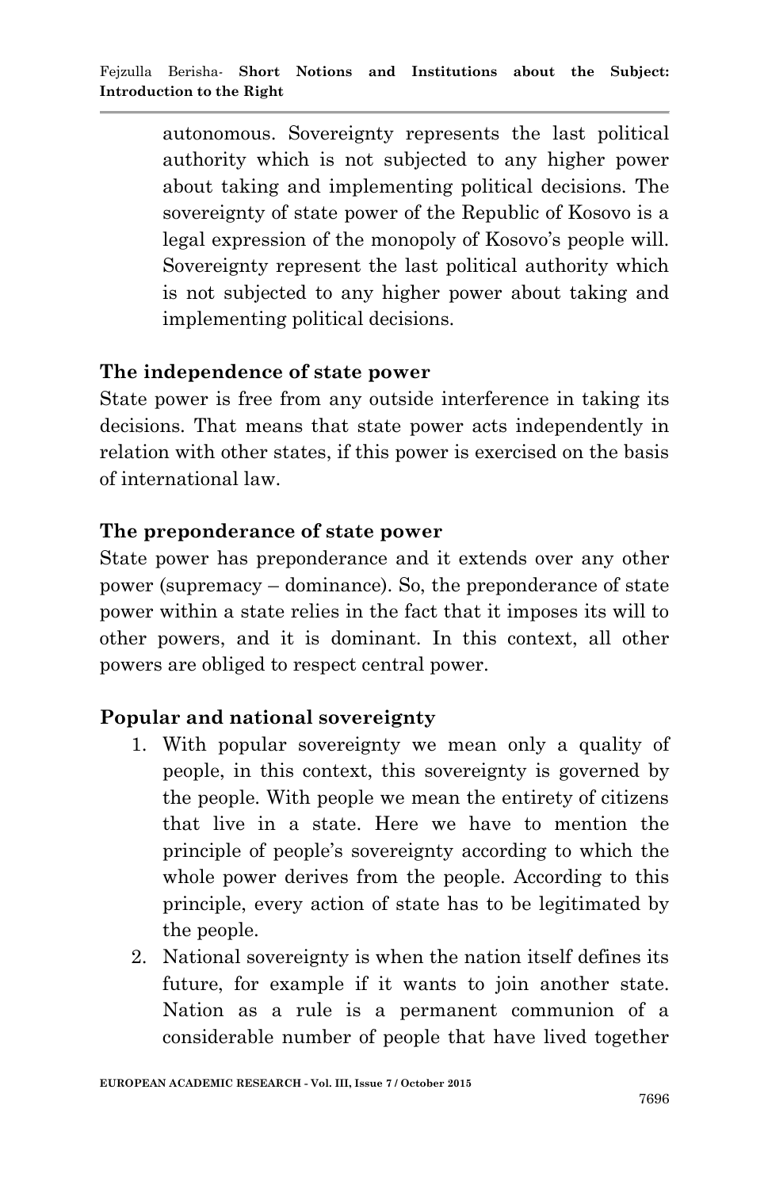autonomous. Sovereignty represents the last political authority which is not subjected to any higher power about taking and implementing political decisions. The sovereignty of state power of the Republic of Kosovo is a legal expression of the monopoly of Kosovo's people will. Sovereignty represent the last political authority which is not subjected to any higher power about taking and implementing political decisions.

**The independence of state power**

State power is free from any outside interference in taking its decisions. That means that state power acts independently in relation with other states, if this power is exercised on the basis of international law.

**The preponderance of state power**

State power has preponderance and it extends over any other power (supremacy – dominance). So, the preponderance of state power within a state relies in the fact that it imposes its will to other powers, and it is dominant. In this context, all other powers are obliged to respect central power.

**Popular and national sovereignty**

1. With popular sovereignty we mean only a quality of people, in this context, this sovereignty is governed by the people. With people we mean the entirety of citizens that live in a state. Here we have to mention the principle of people's sovereignty according to which the whole power derives from the people. According to this principle, every action of state has to be legitimated by the people.
2. National sovereignty is when the nation itself defines its future, for example if it wants to join another state. Nation as a rule is a permanent communion of a considerable number of people that have lived together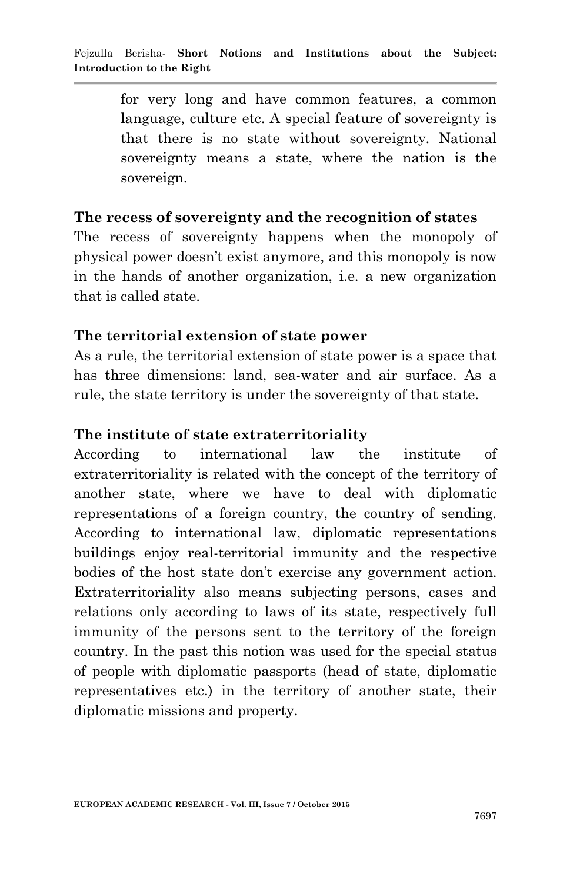for very long and have common features, a common language, culture etc. A special feature of sovereignty is that there is no state without sovereignty. National sovereignty means a state, where the nation is the sovereign.

**The recess of sovereignty and the recognition of states**

The recess of sovereignty happens when the monopoly of physical power doesn't exist anymore, and this monopoly is now in the hands of another organization, i.e. a new organization that is called state.

**The territorial extension of state power**

As a rule, the territorial extension of state power is a space that has three dimensions: land, sea-water and air surface. As a rule, the state territory is under the sovereignty of that state.

**The institute of state extraterritoriality**

According to international law the institute of extraterritoriality is related with the concept of the territory of another state, where we have to deal with diplomatic representations of a foreign country, the country of sending. According to international law, diplomatic representations buildings enjoy real-territorial immunity and the respective bodies of the host state don't exercise any government action. Extraterritoriality also means subjecting persons, cases and relations only according to laws of its state, respectively full immunity of the persons sent to the territory of the foreign country. In the past this notion was used for the special status of people with diplomatic passports (head of state, diplomatic representatives etc.) in the territory of another state, their diplomatic missions and property.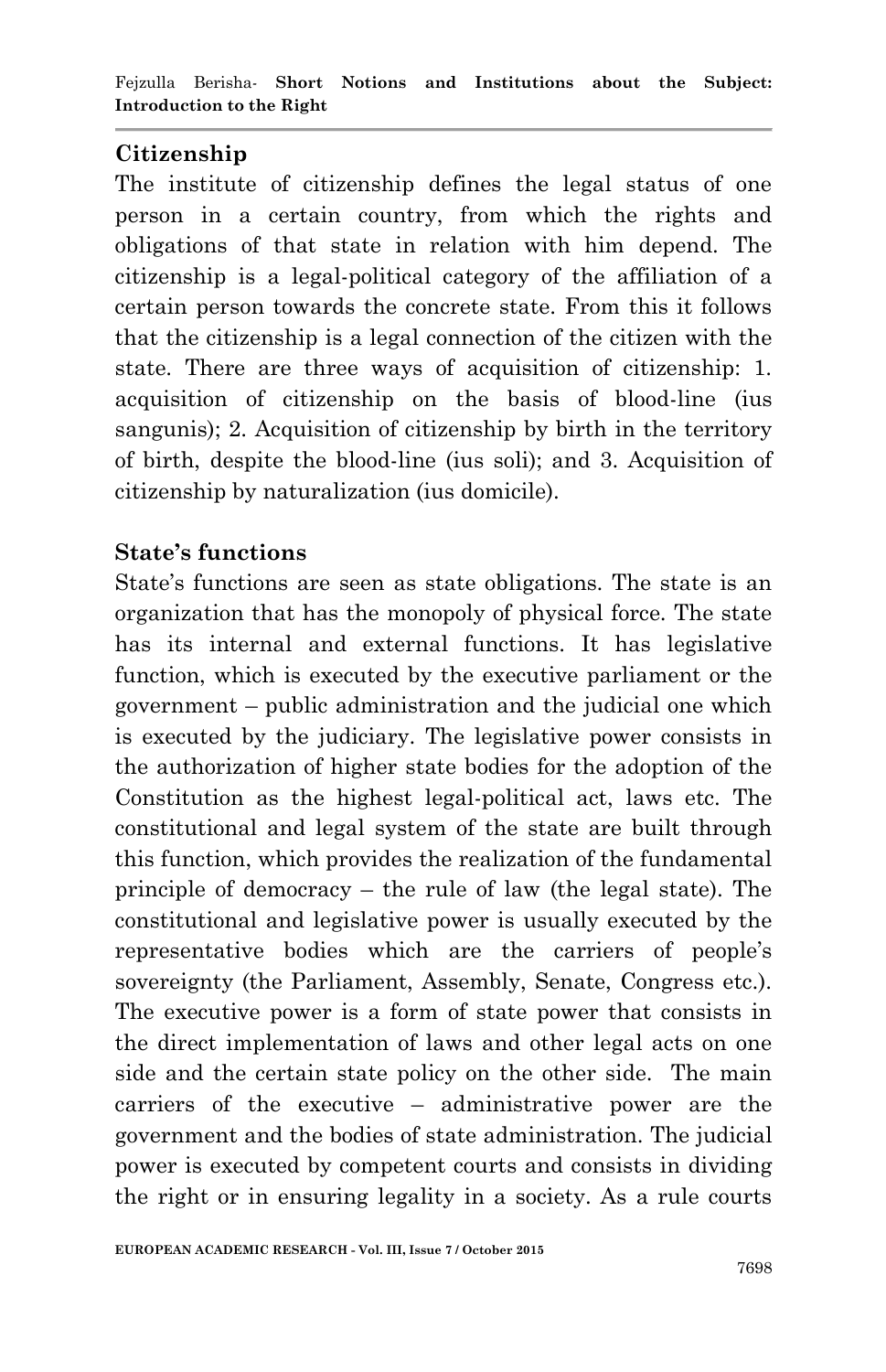## Citizenship

The institute of citizenship defines the legal status of one person in a certain country, from which the rights and obligations of that state in relation with him depend. The citizenship is a legal-political category of the affiliation of a certain person towards the concrete state. From this it follows that the citizenship is a legal connection of the citizen with the state. There are three ways of acquisition of citizenship: 1. acquisition of citizenship on the basis of blood-line (ius sangunis); 2. Acquisition of citizenship by birth in the territory of birth, despite the blood-line (ius soli); and 3. Acquisition of citizenship by naturalization (ius domicile).

## State's functions

State's functions are seen as state obligations. The state is an organization that has the monopoly of physical force. The state has its internal and external functions. It has legislative function, which is executed by the executive parliament or the government – public administration and the judicial one which is executed by the judiciary. The legislative power consists in the authorization of higher state bodies for the adoption of the Constitution as the highest legal-political act, laws etc. The constitutional and legal system of the state are built through this function, which provides the realization of the fundamental principle of democracy – the rule of law (the legal state). The constitutional and legislative power is usually executed by the representative bodies which are the carriers of people's sovereignty (the Parliament, Assembly, Senate, Congress etc.). The executive power is a form of state power that consists in the direct implementation of laws and other legal acts on one side and the certain state policy on the other side. The main carriers of the executive – administrative power are the government and the bodies of state administration. The judicial power is executed by competent courts and consists in dividing the right or in ensuring legality in a society. As a rule courts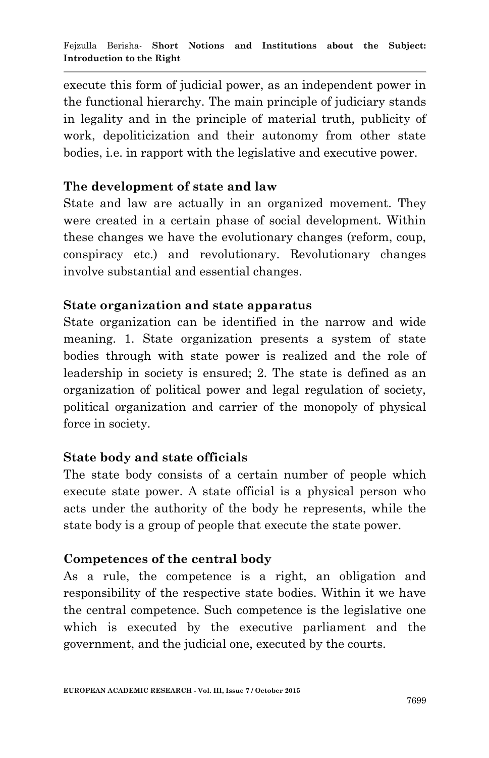execute this form of judicial power, as an independent power in the functional hierarchy. The main principle of judiciary stands in legality and in the principle of material truth, publicity of work, depoliticization and their autonomy from other state bodies, i.e. in rapport with the legislative and executive power.

### The development of state and law

State and law are actually in an organized movement. They were created in a certain phase of social development. Within these changes we have the evolutionary changes (reform, coup, conspiracy etc.) and revolutionary. Revolutionary changes involve substantial and essential changes.

### State organization and state apparatus

State organization can be identified in the narrow and wide meaning. 1. State organization presents a system of state bodies through with state power is realized and the role of leadership in society is ensured; 2. The state is defined as an organization of political power and legal regulation of society, political organization and carrier of the monopoly of physical force in society.

### State body and state officials

The state body consists of a certain number of people which execute state power. A state official is a physical person who acts under the authority of the body he represents, while the state body is a group of people that execute the state power.

### Competences of the central body

As a rule, the competence is a right, an obligation and responsibility of the respective state bodies. Within it we have the central competence. Such competence is the legislative one which is executed by the executive parliament and the government, and the judicial one, executed by the courts.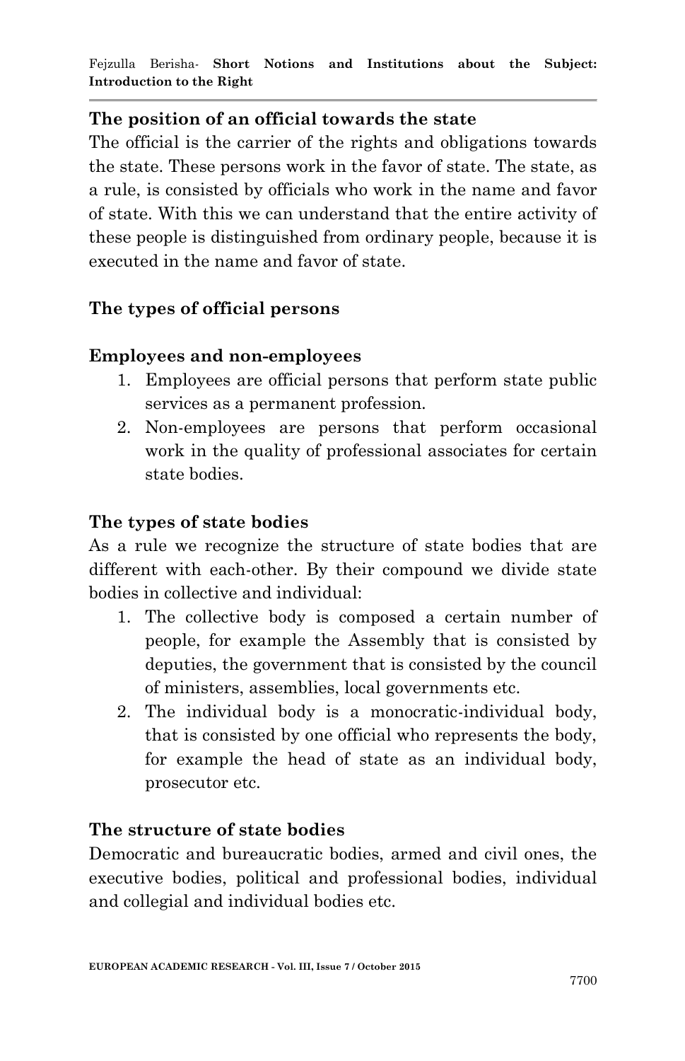### The position of an official towards the state

The official is the carrier of the rights and obligations towards the state. These persons work in the favor of state. The state, as a rule, is consisted by officials who work in the name and favor of state. With this we can understand that the entire activity of these people is distinguished from ordinary people, because it is executed in the name and favor of state.

### The types of official persons

### Employees and non-employees

1. Employees are official persons that perform state public services as a permanent profession.
2. Non-employees are persons that perform occasional work in the quality of professional associates for certain state bodies.

### The types of state bodies

As a rule we recognize the structure of state bodies that are different with each-other. By their compound we divide state bodies in collective and individual:

1. The collective body is composed a certain number of people, for example the Assembly that is consisted by deputies, the government that is consisted by the council of ministers, assemblies, local governments etc.
2. The individual body is a monocratic-individual body, that is consisted by one official who represents the body, for example the head of state as an individual body, prosecutor etc.

### The structure of state bodies

Democratic and bureaucratic bodies, armed and civil ones, the executive bodies, political and professional bodies, individual and collegial and individual bodies etc.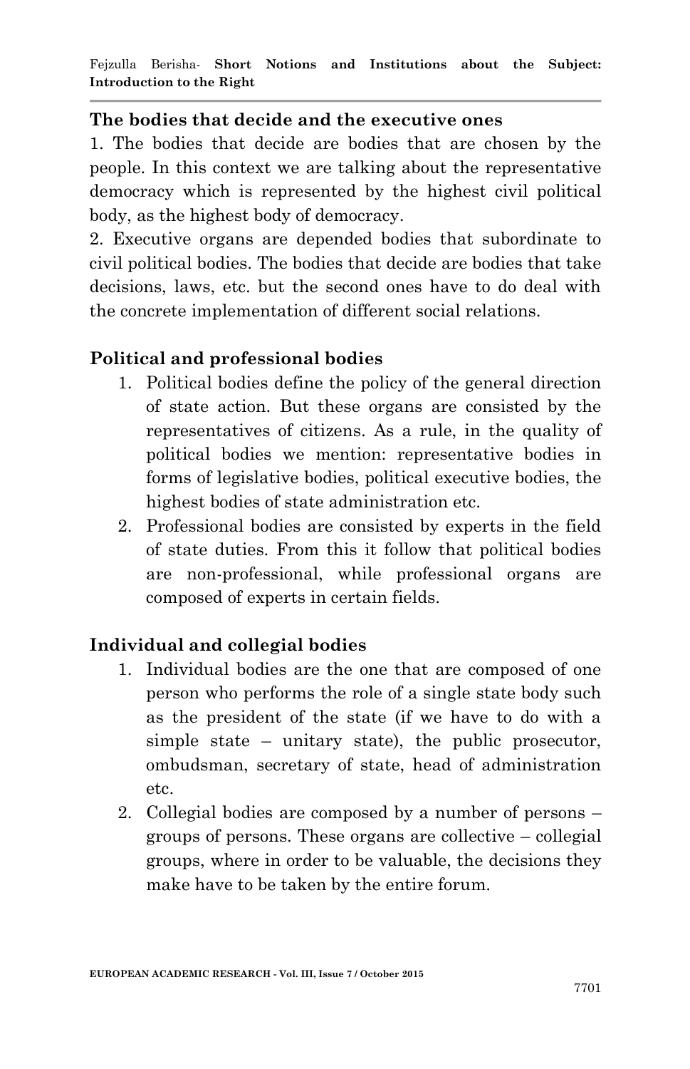**The bodies that decide and the executive ones**

1. The bodies that decide are bodies that are chosen by the people. In this context we are talking about the representative democracy which is represented by the highest civil political body, as the highest body of democracy.
2. Executive organs are depended bodies that subordinate to civil political bodies. The bodies that decide are bodies that take decisions, laws, etc. but the second ones have to do deal with the concrete implementation of different social relations.

**Political and professional bodies**

1. Political bodies define the policy of the general direction of state action. But these organs are consisted by the representatives of citizens. As a rule, in the quality of political bodies we mention: representative bodies in forms of legislative bodies, political executive bodies, the highest bodies of state administration etc.
2. Professional bodies are consisted by experts in the field of state duties. From this it follow that political bodies are non-professional, while professional organs are composed of experts in certain fields.

**Individual and collegial bodies**

1. Individual bodies are the one that are composed of one person who performs the role of a single state body such as the president of the state (if we have to do with a simple state – unitary state), the public prosecutor, ombudsman, secretary of state, head of administration etc.
2. Collegial bodies are composed by a number of persons – groups of persons. These organs are collective – collegial groups, where in order to be valuable, the decisions they make have to be taken by the entire forum.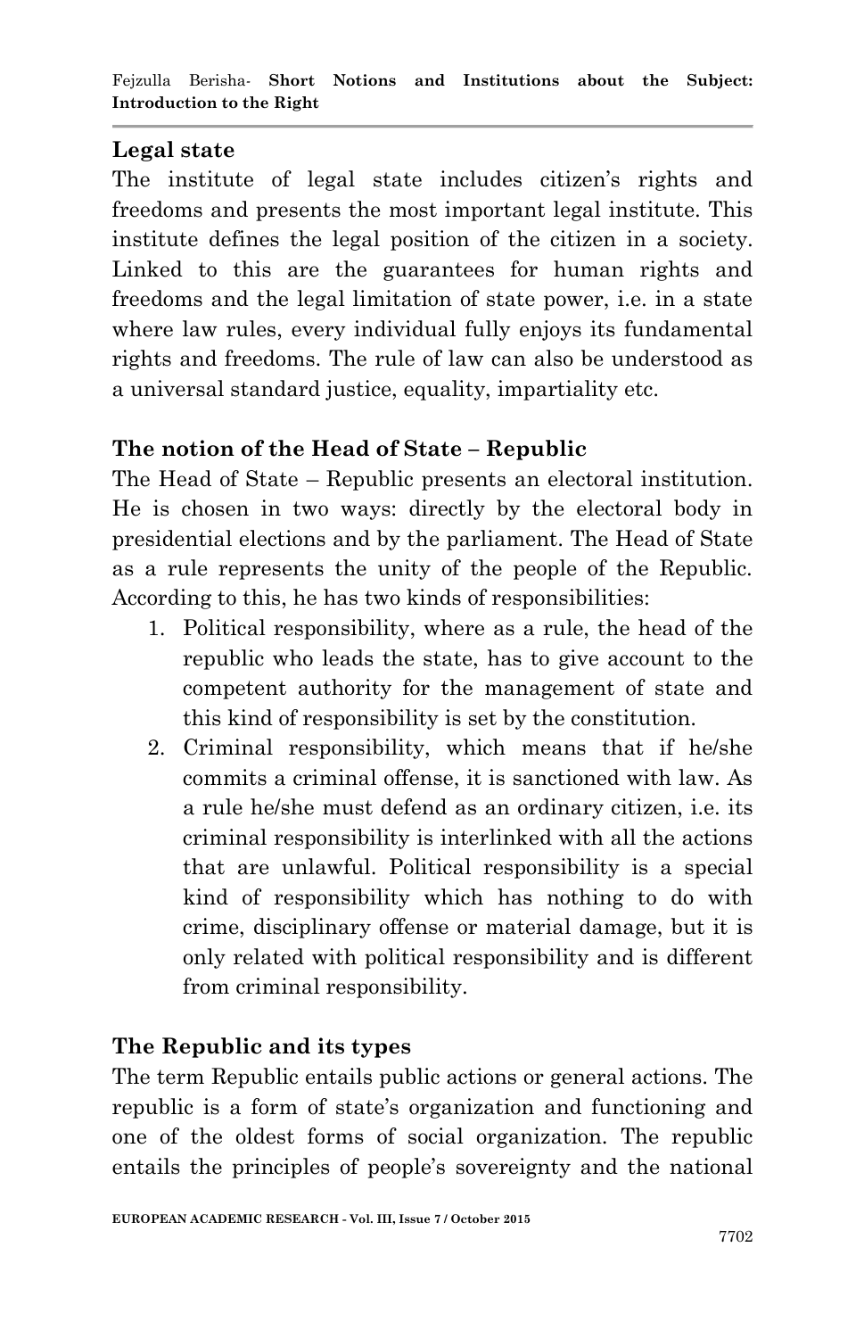### Legal state

The institute of legal state includes citizen's rights and freedoms and presents the most important legal institute. This institute defines the legal position of the citizen in a society. Linked to this are the guarantees for human rights and freedoms and the legal limitation of state power, i.e. in a state where law rules, every individual fully enjoys its fundamental rights and freedoms. The rule of law can also be understood as a universal standard justice, equality, impartiality etc.

### The notion of the Head of State – Republic

The Head of State – Republic presents an electoral institution. He is chosen in two ways: directly by the electoral body in presidential elections and by the parliament. The Head of State as a rule represents the unity of the people of the Republic. According to this, he has two kinds of responsibilities:

1. Political responsibility, where as a rule, the head of the republic who leads the state, has to give account to the competent authority for the management of state and this kind of responsibility is set by the constitution.
2. Criminal responsibility, which means that if he/she commits a criminal offense, it is sanctioned with law. As a rule he/she must defend as an ordinary citizen, i.e. its criminal responsibility is interlinked with all the actions that are unlawful. Political responsibility is a special kind of responsibility which has nothing to do with crime, disciplinary offense or material damage, but it is only related with political responsibility and is different from criminal responsibility.

### The Republic and its types

The term Republic entails public actions or general actions. The republic is a form of state's organization and functioning and one of the oldest forms of social organization. The republic entails the principles of people's sovereignty and the national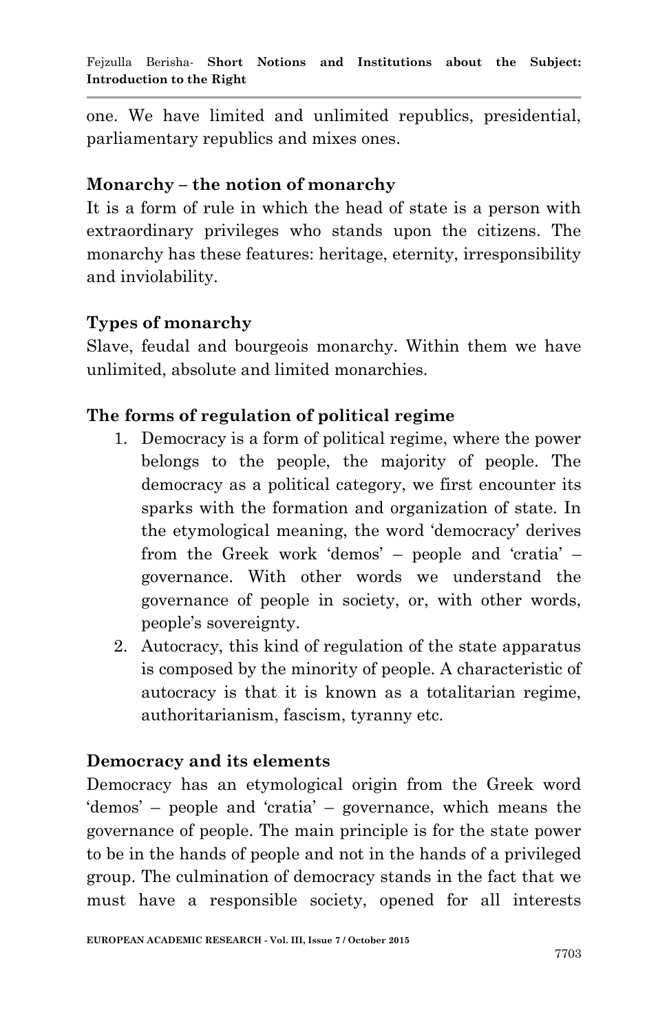one. We have limited and unlimited republics, presidential, parliamentary republics and mixes ones.

### Monarchy – the notion of monarchy

It is a form of rule in which the head of state is a person with extraordinary privileges who stands upon the citizens. The monarchy has these features: heritage, eternity, irresponsibility and inviolability.

### Types of monarchy

Slave, feudal and bourgeois monarchy. Within them we have unlimited, absolute and limited monarchies.

### The forms of regulation of political regime

1. Democracy is a form of political regime, where the power belongs to the people, the majority of people. The democracy as a political category, we first encounter its sparks with the formation and organization of state. In the etymological meaning, the word 'democracy' derives from the Greek work 'demos' – people and 'cratia' – governance. With other words we understand the governance of people in society, or, with other words, people's sovereignty.
2. Autocracy, this kind of regulation of the state apparatus is composed by the minority of people. A characteristic of autocracy is that it is known as a totalitarian regime, authoritarianism, fascism, tyranny etc.

### Democracy and its elements

Democracy has an etymological origin from the Greek word 'demos' – people and 'cratia' – governance, which means the governance of people. The main principle is for the state power to be in the hands of people and not in the hands of a privileged group. The culmination of democracy stands in the fact that we must have a responsible society, opened for all interests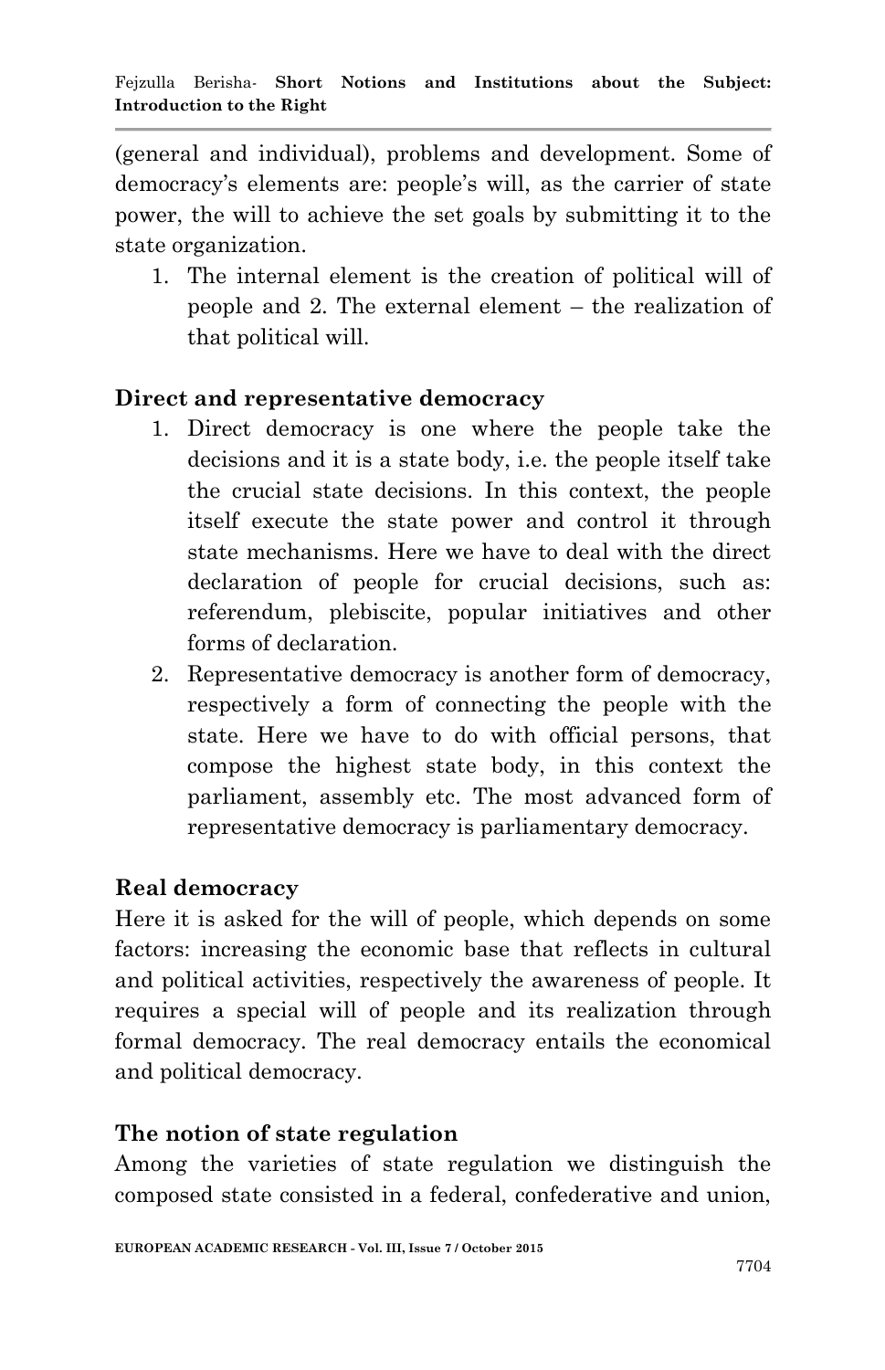(general and individual), problems and development. Some of democracy's elements are: people's will, as the carrier of state power, the will to achieve the set goals by submitting it to the state organization.

1. The internal element is the creation of political will of people and 2. The external element – the realization of that political will.

## Direct and representative democracy

1. Direct democracy is one where the people take the decisions and it is a state body, i.e. the people itself take the crucial state decisions. In this context, the people itself execute the state power and control it through state mechanisms. Here we have to deal with the direct declaration of people for crucial decisions, such as: referendum, plebiscite, popular initiatives and other forms of declaration.
2. Representative democracy is another form of democracy, respectively a form of connecting the people with the state. Here we have to do with official persons, that compose the highest state body, in this context the parliament, assembly etc. The most advanced form of representative democracy is parliamentary democracy.

## Real democracy

Here it is asked for the will of people, which depends on some factors: increasing the economic base that reflects in cultural and political activities, respectively the awareness of people. It requires a special will of people and its realization through formal democracy. The real democracy entails the economical and political democracy.

## The notion of state regulation

Among the varieties of state regulation we distinguish the composed state consisted in a federal, confederative and union,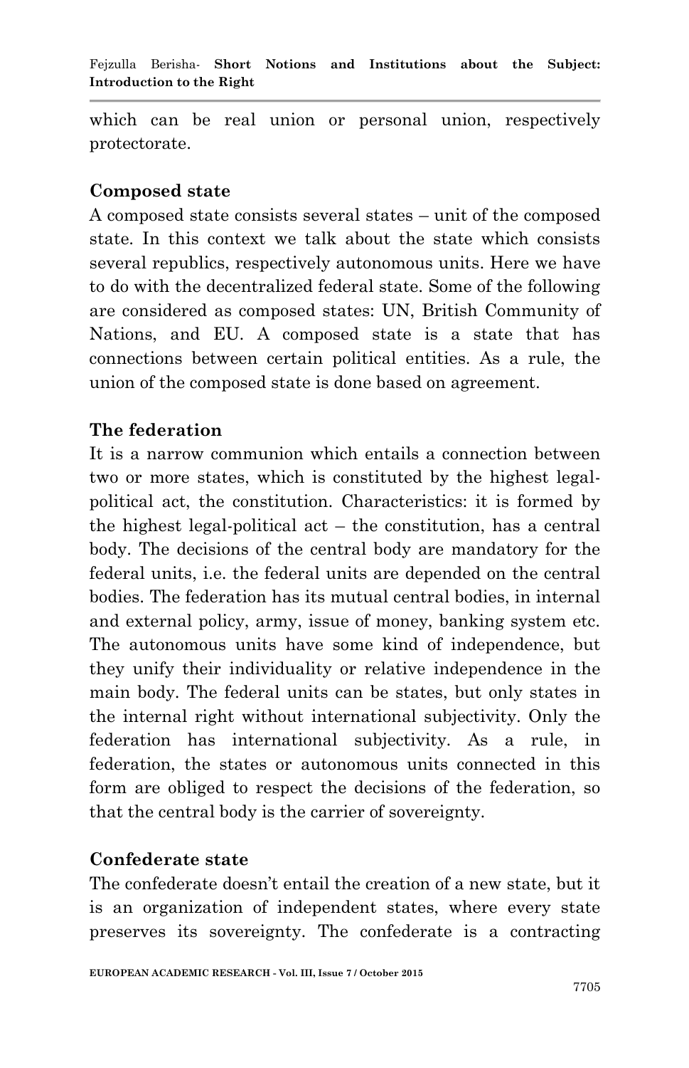which can be real union or personal union, respectively protectorate.

**Composed state**

A composed state consists several states – unit of the composed state. In this context we talk about the state which consists several republics, respectively autonomous units. Here we have to do with the decentralized federal state. Some of the following are considered as composed states: UN, British Community of Nations, and EU. A composed state is a state that has connections between certain political entities. As a rule, the union of the composed state is done based on agreement.

**The federation**

It is a narrow communion which entails a connection between two or more states, which is constituted by the highest legal-political act, the constitution. Characteristics: it is formed by the highest legal-political act – the constitution, has a central body. The decisions of the central body are mandatory for the federal units, i.e. the federal units are depended on the central bodies. The federation has its mutual central bodies, in internal and external policy, army, issue of money, banking system etc. The autonomous units have some kind of independence, but they unify their individuality or relative independence in the main body. The federal units can be states, but only states in the internal right without international subjectivity. Only the federation has international subjectivity. As a rule, in federation, the states or autonomous units connected in this form are obliged to respect the decisions of the federation, so that the central body is the carrier of sovereignty.

**Confederate state**

The confederate doesn't entail the creation of a new state, but it is an organization of independent states, where every state preserves its sovereignty. The confederate is a contracting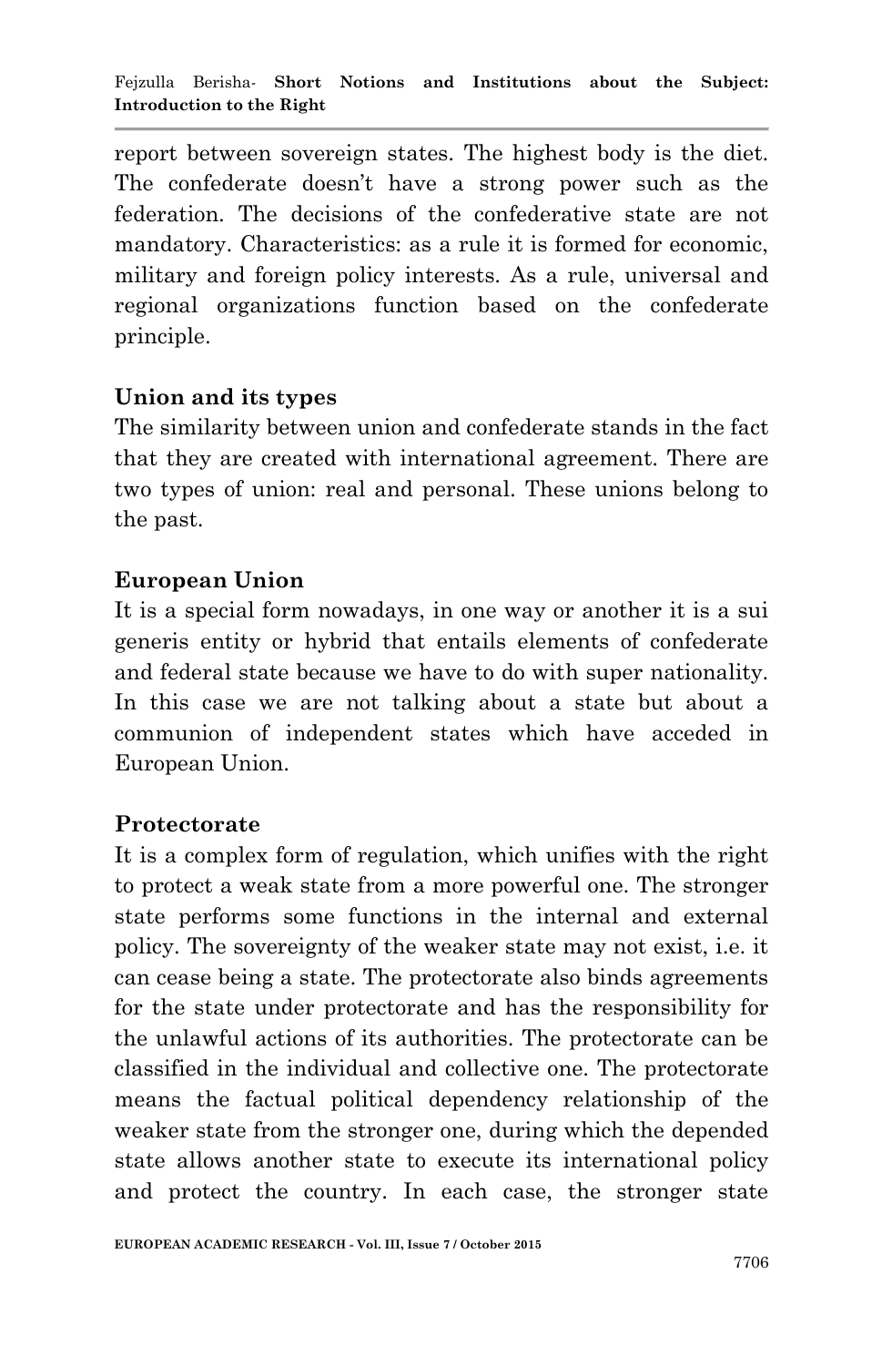report between sovereign states. The highest body is the diet. The confederate doesn't have a strong power such as the federation. The decisions of the confederative state are not mandatory. Characteristics: as a rule it is formed for economic, military and foreign policy interests. As a rule, universal and regional organizations function based on the confederate principle.

**Union and its types**

The similarity between union and confederate stands in the fact that they are created with international agreement. There are two types of union: real and personal. These unions belong to the past.

**European Union**

It is a special form nowadays, in one way or another it is a sui generis entity or hybrid that entails elements of confederate and federal state because we have to do with super nationality. In this case we are not talking about a state but about a communion of independent states which have acceded in European Union.

**Protectorate**

It is a complex form of regulation, which unifies with the right to protect a weak state from a more powerful one. The stronger state performs some functions in the internal and external policy. The sovereignty of the weaker state may not exist, i.e. it can cease being a state. The protectorate also binds agreements for the state under protectorate and has the responsibility for the unlawful actions of its authorities. The protectorate can be classified in the individual and collective one. The protectorate means the factual political dependency relationship of the weaker state from the stronger one, during which the depended state allows another state to execute its international policy and protect the country. In each case, the stronger state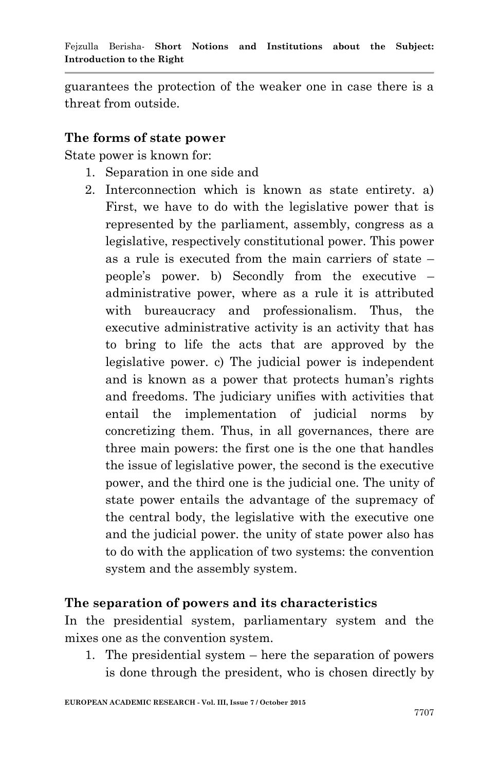guarantees the protection of the weaker one in case there is a threat from outside.

**The forms of state power**

State power is known for:

1. Separation in one side and
2. Interconnection which is known as state entirety. a) First, we have to do with the legislative power that is represented by the parliament, assembly, congress as a legislative, respectively constitutional power. This power as a rule is executed from the main carriers of state – people's power. b) Secondly from the executive – administrative power, where as a rule it is attributed with bureaucracy and professionalism. Thus, the executive administrative activity is an activity that has to bring to life the acts that are approved by the legislative power. c) The judicial power is independent and is known as a power that protects human's rights and freedoms. The judiciary unifies with activities that entail the implementation of judicial norms by concretizing them. Thus, in all governances, there are three main powers: the first one is the one that handles the issue of legislative power, the second is the executive power, and the third one is the judicial one. The unity of state power entails the advantage of the supremacy of the central body, the legislative with the executive one and the judicial power. the unity of state power also has to do with the application of two systems: the convention system and the assembly system.

**The separation of powers and its characteristics**

In the presidential system, parliamentary system and the mixes one as the convention system.

1. The presidential system – here the separation of powers is done through the president, who is chosen directly by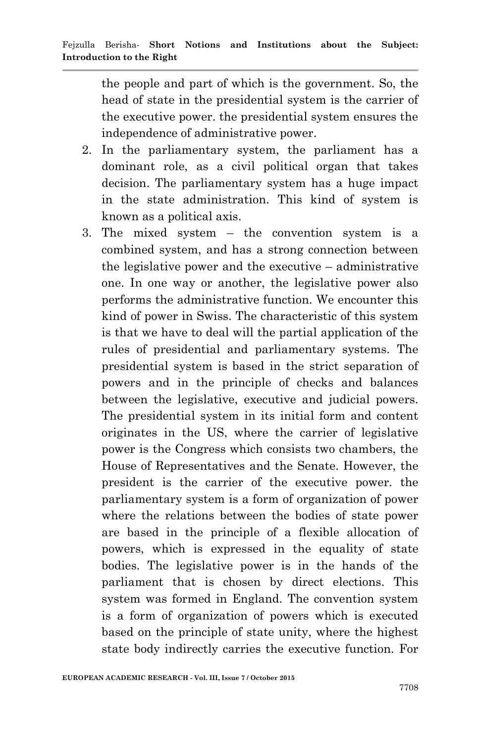the people and part of which is the government. So, the head of state in the presidential system is the carrier of the executive power. the presidential system ensures the independence of administrative power.

2. In the parliamentary system, the parliament has a dominant role, as a civil political organ that takes decision. The parliamentary system has a huge impact in the state administration. This kind of system is known as a political axis.
3. The mixed system – the convention system is a combined system, and has a strong connection between the legislative power and the executive – administrative one. In one way or another, the legislative power also performs the administrative function. We encounter this kind of power in Swiss. The characteristic of this system is that we have to deal will the partial application of the rules of presidential and parliamentary systems. The presidential system is based in the strict separation of powers and in the principle of checks and balances between the legislative, executive and judicial powers. The presidential system in its initial form and content originates in the US, where the carrier of legislative power is the Congress which consists two chambers, the House of Representatives and the Senate. However, the president is the carrier of the executive power. the parliamentary system is a form of organization of power where the relations between the bodies of state power are based in the principle of a flexible allocation of powers, which is expressed in the equality of state bodies. The legislative power is in the hands of the parliament that is chosen by direct elections. This system was formed in England. The convention system is a form of organization of powers which is executed based on the principle of state unity, where the highest state body indirectly carries the executive function. For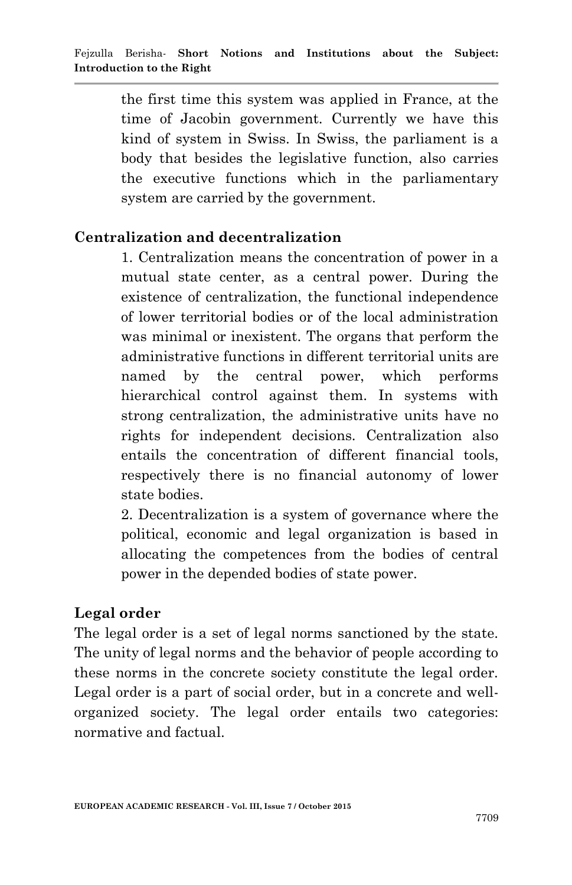the first time this system was applied in France, at the time of Jacobin government. Currently we have this kind of system in Swiss. In Swiss, the parliament is a body that besides the legislative function, also carries the executive functions which in the parliamentary system are carried by the government.

## Centralization and decentralization

1. Centralization means the concentration of power in a mutual state center, as a central power. During the existence of centralization, the functional independence of lower territorial bodies or of the local administration was minimal or inexistent. The organs that perform the administrative functions in different territorial units are named by the central power, which performs hierarchical control against them. In systems with strong centralization, the administrative units have no rights for independent decisions. Centralization also entails the concentration of different financial tools, respectively there is no financial autonomy of lower state bodies.

2. Decentralization is a system of governance where the political, economic and legal organization is based in allocating the competences from the bodies of central power in the depended bodies of state power.

## Legal order

The legal order is a set of legal norms sanctioned by the state. The unity of legal norms and the behavior of people according to these norms in the concrete society constitute the legal order. Legal order is a part of social order, but in a concrete and well-organized society. The legal order entails two categories: normative and factual.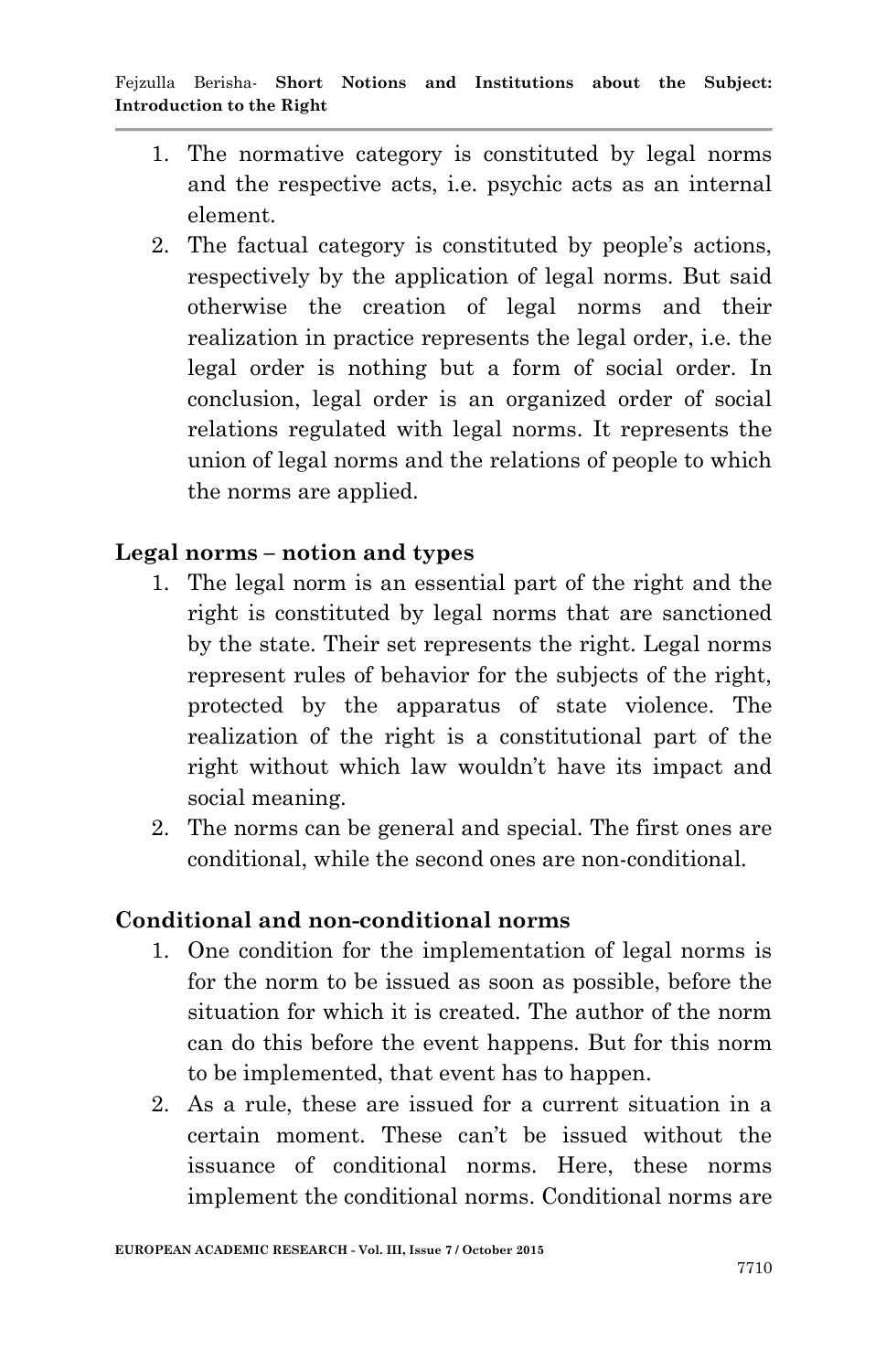1. The normative category is constituted by legal norms and the respective acts, i.e. psychic acts as an internal element.
2. The factual category is constituted by people's actions, respectively by the application of legal norms. But said otherwise the creation of legal norms and their realization in practice represents the legal order, i.e. the legal order is nothing but a form of social order. In conclusion, legal order is an organized order of social relations regulated with legal norms. It represents the union of legal norms and the relations of people to which the norms are applied.

**Legal norms – notion and types**

1. The legal norm is an essential part of the right and the right is constituted by legal norms that are sanctioned by the state. Their set represents the right. Legal norms represent rules of behavior for the subjects of the right, protected by the apparatus of state violence. The realization of the right is a constitutional part of the right without which law wouldn't have its impact and social meaning.
2. The norms can be general and special. The first ones are conditional, while the second ones are non-conditional.

**Conditional and non-conditional norms**

1. One condition for the implementation of legal norms is for the norm to be issued as soon as possible, before the situation for which it is created. The author of the norm can do this before the event happens. But for this norm to be implemented, that event has to happen.
2. As a rule, these are issued for a current situation in a certain moment. These can't be issued without the issuance of conditional norms. Here, these norms implement the conditional norms. Conditional norms are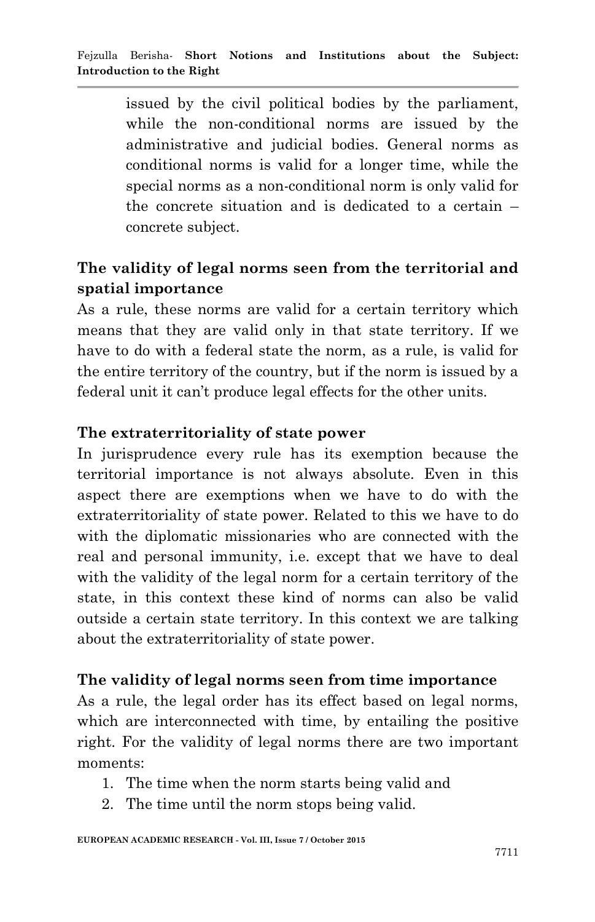issued by the civil political bodies by the parliament, while the non-conditional norms are issued by the administrative and judicial bodies. General norms as conditional norms is valid for a longer time, while the special norms as a non-conditional norm is only valid for the concrete situation and is dedicated to a certain – concrete subject.

**The validity of legal norms seen from the territorial and spatial importance**

As a rule, these norms are valid for a certain territory which means that they are valid only in that state territory. If we have to do with a federal state the norm, as a rule, is valid for the entire territory of the country, but if the norm is issued by a federal unit it can't produce legal effects for the other units.

**The extraterritoriality of state power**

In jurisprudence every rule has its exemption because the territorial importance is not always absolute. Even in this aspect there are exemptions when we have to do with the extraterritoriality of state power. Related to this we have to do with the diplomatic missionaries who are connected with the real and personal immunity, i.e. except that we have to deal with the validity of the legal norm for a certain territory of the state, in this context these kind of norms can also be valid outside a certain state territory. In this context we are talking about the extraterritoriality of state power.

**The validity of legal norms seen from time importance**

As a rule, the legal order has its effect based on legal norms, which are interconnected with time, by entailing the positive right. For the validity of legal norms there are two important moments:

1. The time when the norm starts being valid and
2. The time until the norm stops being valid.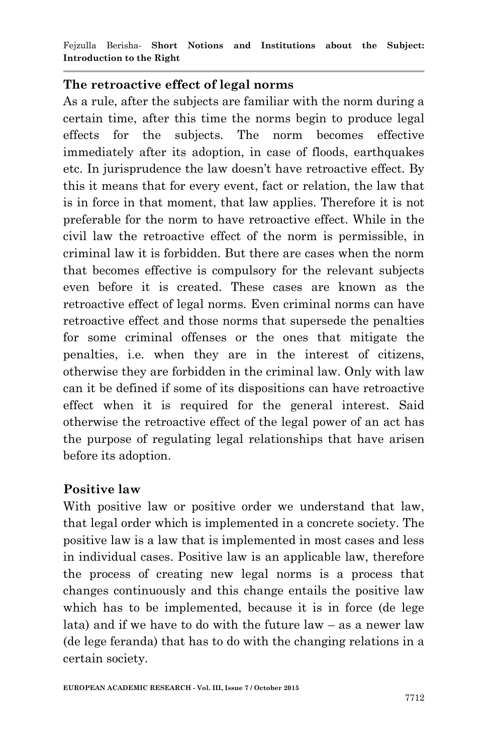### The retroactive effect of legal norms

As a rule, after the subjects are familiar with the norm during a certain time, after this time the norms begin to produce legal effects for the subjects. The norm becomes effective immediately after its adoption, in case of floods, earthquakes etc. In jurisprudence the law doesn't have retroactive effect. By this it means that for every event, fact or relation, the law that is in force in that moment, that law applies. Therefore it is not preferable for the norm to have retroactive effect. While in the civil law the retroactive effect of the norm is permissible, in criminal law it is forbidden. But there are cases when the norm that becomes effective is compulsory for the relevant subjects even before it is created. These cases are known as the retroactive effect of legal norms. Even criminal norms can have retroactive effect and those norms that supersede the penalties for some criminal offenses or the ones that mitigate the penalties, i.e. when they are in the interest of citizens, otherwise they are forbidden in the criminal law. Only with law can it be defined if some of its dispositions can have retroactive effect when it is required for the general interest. Said otherwise the retroactive effect of the legal power of an act has the purpose of regulating legal relationships that have arisen before its adoption.

### Positive law

With positive law or positive order we understand that law, that legal order which is implemented in a concrete society. The positive law is a law that is implemented in most cases and less in individual cases. Positive law is an applicable law, therefore the process of creating new legal norms is a process that changes continuously and this change entails the positive law which has to be implemented, because it is in force (de lege lata) and if we have to do with the future law – as a newer law (de lege feranda) that has to do with the changing relations in a certain society.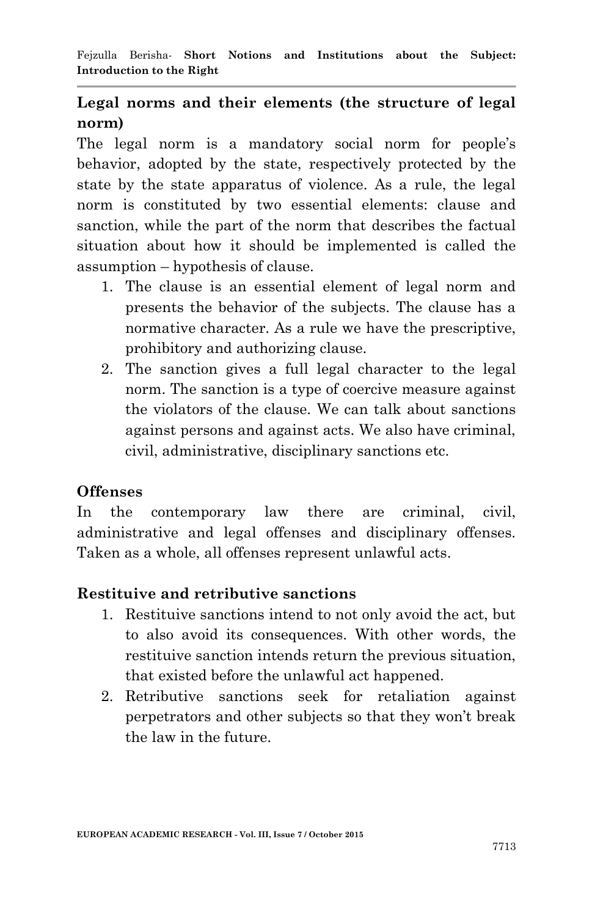## Legal norms and their elements (the structure of legal norm)

The legal norm is a mandatory social norm for people's behavior, adopted by the state, respectively protected by the state by the state apparatus of violence. As a rule, the legal norm is constituted by two essential elements: clause and sanction, while the part of the norm that describes the factual situation about how it should be implemented is called the assumption – hypothesis of clause.

1. The clause is an essential element of legal norm and presents the behavior of the subjects. The clause has a normative character. As a rule we have the prescriptive, prohibitory and authorizing clause.
2. The sanction gives a full legal character to the legal norm. The sanction is a type of coercive measure against the violators of the clause. We can talk about sanctions against persons and against acts. We also have criminal, civil, administrative, disciplinary sanctions etc.

## Offenses

In the contemporary law there are criminal, civil, administrative and legal offenses and disciplinary offenses. Taken as a whole, all offenses represent unlawful acts.

## Restituive and retributive sanctions

1. Restituive sanctions intend to not only avoid the act, but to also avoid its consequences. With other words, the restituive sanction intends return the previous situation, that existed before the unlawful act happened.
2. Retributive sanctions seek for retaliation against perpetrators and other subjects so that they won't break the law in the future.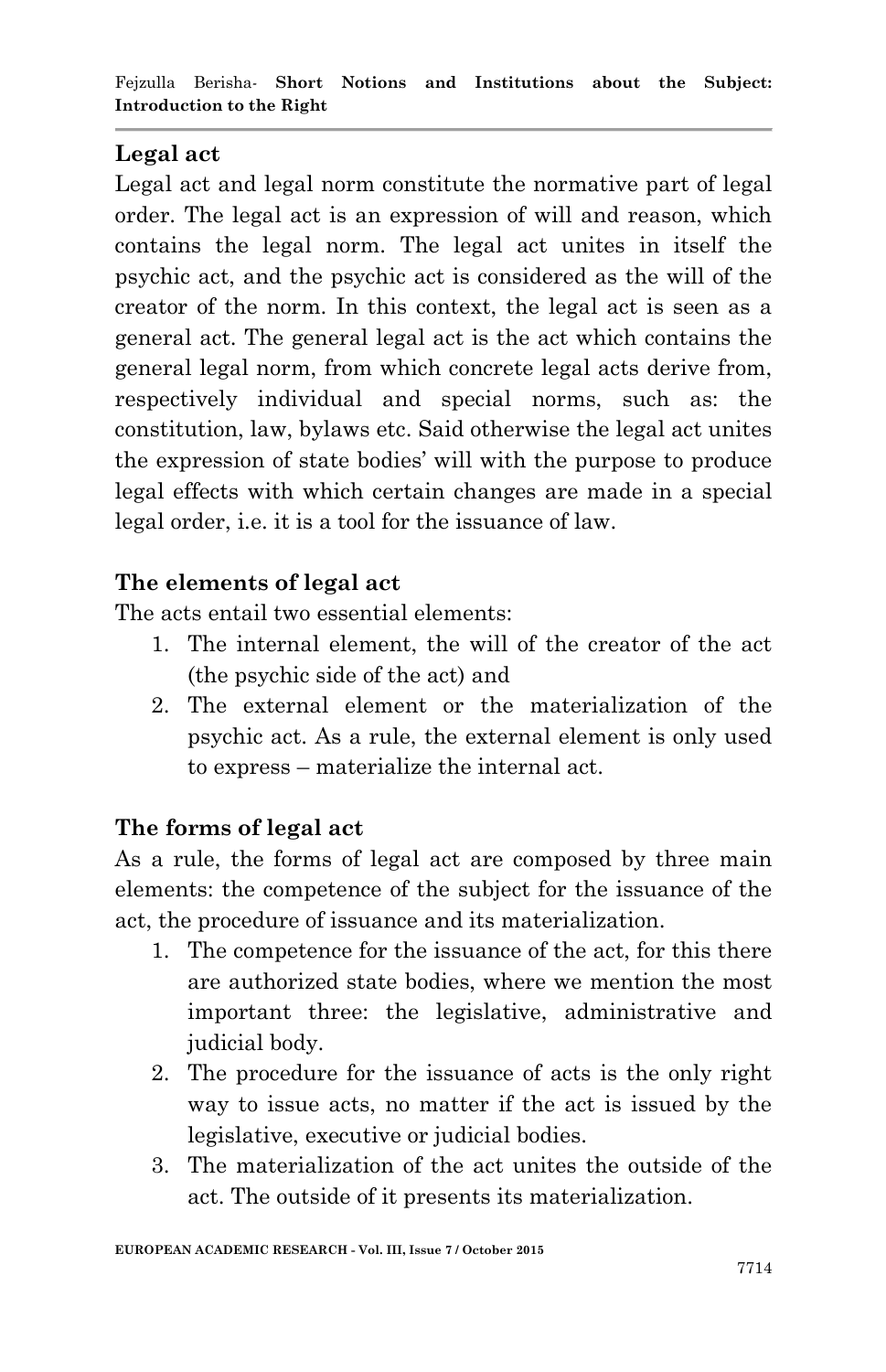## Legal act

Legal act and legal norm constitute the normative part of legal order. The legal act is an expression of will and reason, which contains the legal norm. The legal act unites in itself the psychic act, and the psychic act is considered as the will of the creator of the norm. In this context, the legal act is seen as a general act. The general legal act is the act which contains the general legal norm, from which concrete legal acts derive from, respectively individual and special norms, such as: the constitution, law, bylaws etc. Said otherwise the legal act unites the expression of state bodies' will with the purpose to produce legal effects with which certain changes are made in a special legal order, i.e. it is a tool for the issuance of law.

## The elements of legal act

The acts entail two essential elements:

1. The internal element, the will of the creator of the act (the psychic side of the act) and
2. The external element or the materialization of the psychic act. As a rule, the external element is only used to express – materialize the internal act.

## The forms of legal act

As a rule, the forms of legal act are composed by three main elements: the competence of the subject for the issuance of the act, the procedure of issuance and its materialization.

1. The competence for the issuance of the act, for this there are authorized state bodies, where we mention the most important three: the legislative, administrative and judicial body.
2. The procedure for the issuance of acts is the only right way to issue acts, no matter if the act is issued by the legislative, executive or judicial bodies.
3. The materialization of the act unites the outside of the act. The outside of it presents its materialization.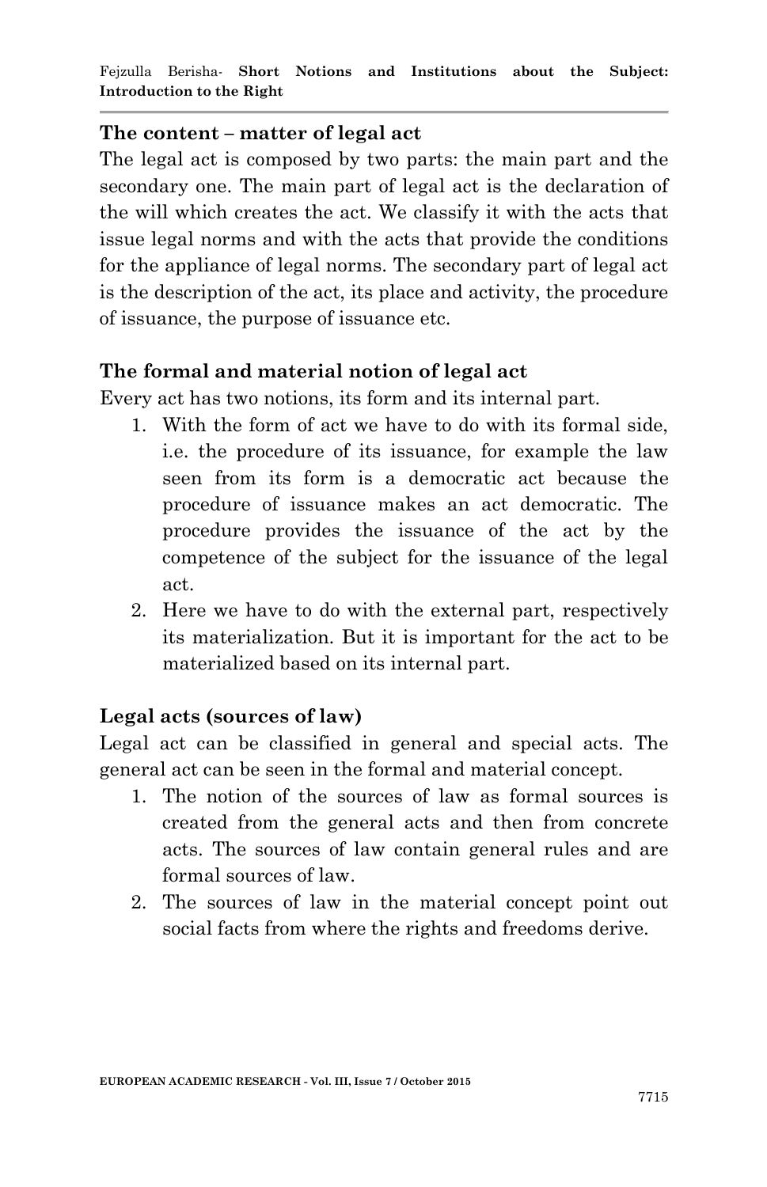### The content – matter of legal act

The legal act is composed by two parts: the main part and the secondary one. The main part of legal act is the declaration of the will which creates the act. We classify it with the acts that issue legal norms and with the acts that provide the conditions for the appliance of legal norms. The secondary part of legal act is the description of the act, its place and activity, the procedure of issuance, the purpose of issuance etc.

### The formal and material notion of legal act

Every act has two notions, its form and its internal part.

1. With the form of act we have to do with its formal side, i.e. the procedure of its issuance, for example the law seen from its form is a democratic act because the procedure of issuance makes an act democratic. The procedure provides the issuance of the act by the competence of the subject for the issuance of the legal act.
2. Here we have to do with the external part, respectively its materialization. But it is important for the act to be materialized based on its internal part.

### Legal acts (sources of law)

Legal act can be classified in general and special acts. The general act can be seen in the formal and material concept.

1. The notion of the sources of law as formal sources is created from the general acts and then from concrete acts. The sources of law contain general rules and are formal sources of law.
2. The sources of law in the material concept point out social facts from where the rights and freedoms derive.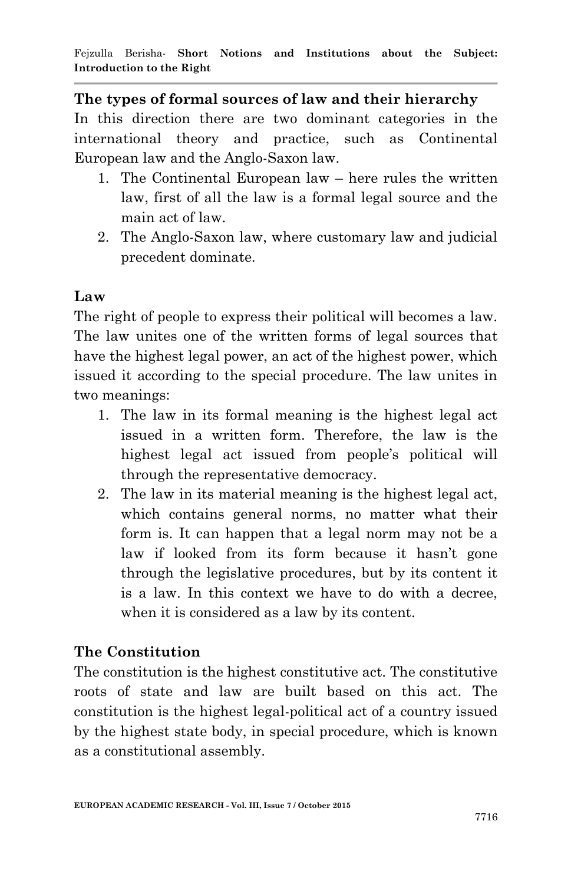### The types of formal sources of law and their hierarchy

In this direction there are two dominant categories in the international theory and practice, such as Continental European law and the Anglo-Saxon law.

1. The Continental European law – here rules the written law, first of all the law is a formal legal source and the main act of law.
2. The Anglo-Saxon law, where customary law and judicial precedent dominate.

### Law

The right of people to express their political will becomes a law. The law unites one of the written forms of legal sources that have the highest legal power, an act of the highest power, which issued it according to the special procedure. The law unites in two meanings:

1. The law in its formal meaning is the highest legal act issued in a written form. Therefore, the law is the highest legal act issued from people's political will through the representative democracy.
2. The law in its material meaning is the highest legal act, which contains general norms, no matter what their form is. It can happen that a legal norm may not be a law if looked from its form because it hasn't gone through the legislative procedures, but by its content it is a law. In this context we have to do with a decree, when it is considered as a law by its content.

### The Constitution

The constitution is the highest constitutive act. The constitutive roots of state and law are built based on this act. The constitution is the highest legal-political act of a country issued by the highest state body, in special procedure, which is known as a constitutional assembly.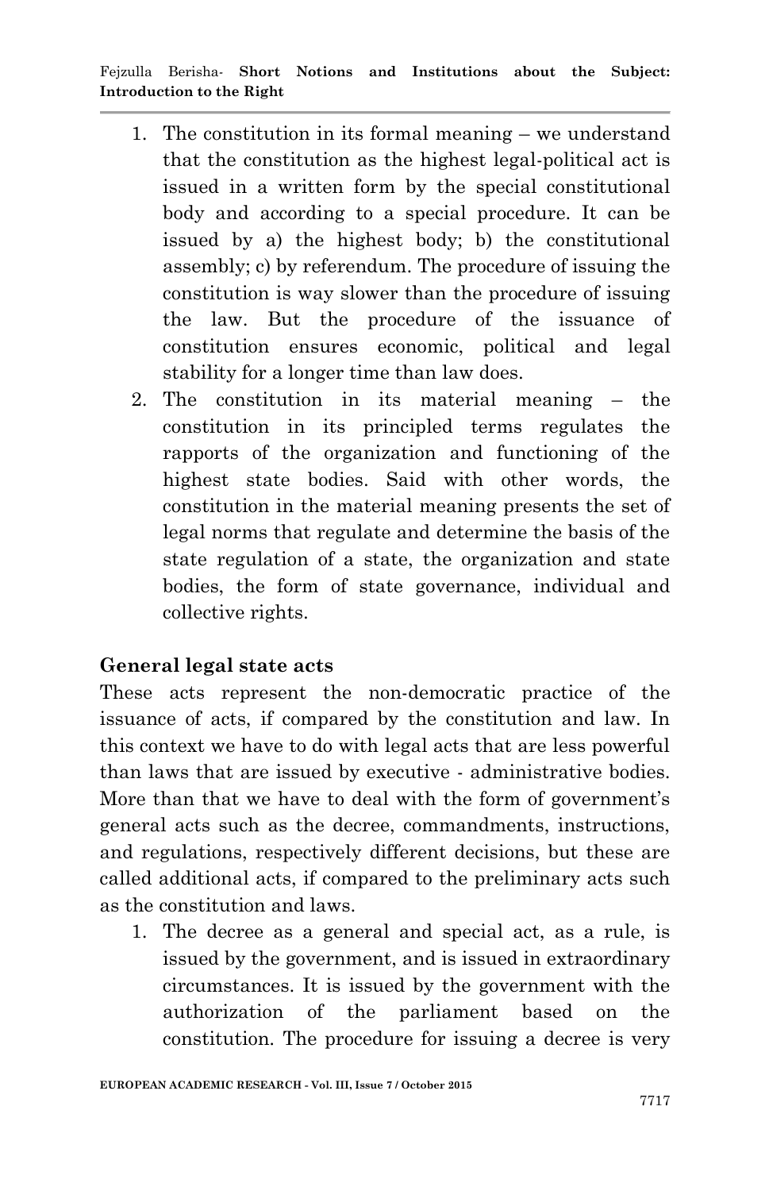1. The constitution in its formal meaning – we understand that the constitution as the highest legal-political act is issued in a written form by the special constitutional body and according to a special procedure. It can be issued by a) the highest body; b) the constitutional assembly; c) by referendum. The procedure of issuing the constitution is way slower than the procedure of issuing the law. But the procedure of the issuance of constitution ensures economic, political and legal stability for a longer time than law does.
2. The constitution in its material meaning – the constitution in its principled terms regulates the rapports of the organization and functioning of the highest state bodies. Said with other words, the constitution in the material meaning presents the set of legal norms that regulate and determine the basis of the state regulation of a state, the organization and state bodies, the form of state governance, individual and collective rights.

**General legal state acts**

These acts represent the non-democratic practice of the issuance of acts, if compared by the constitution and law. In this context we have to do with legal acts that are less powerful than laws that are issued by executive - administrative bodies. More than that we have to deal with the form of government's general acts such as the decree, commandments, instructions, and regulations, respectively different decisions, but these are called additional acts, if compared to the preliminary acts such as the constitution and laws.

1. The decree as a general and special act, as a rule, is issued by the government, and is issued in extraordinary circumstances. It is issued by the government with the authorization of the parliament based on the constitution. The procedure for issuing a decree is very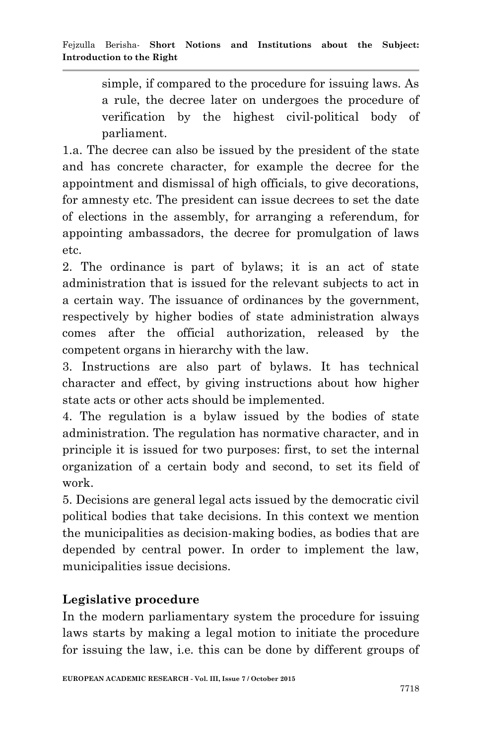simple, if compared to the procedure for issuing laws. As a rule, the decree later on undergoes the procedure of verification by the highest civil-political body of parliament.

1.a. The decree can also be issued by the president of the state and has concrete character, for example the decree for the appointment and dismissal of high officials, to give decorations, for amnesty etc. The president can issue decrees to set the date of elections in the assembly, for arranging a referendum, for appointing ambassadors, the decree for promulgation of laws etc.

2. The ordinance is part of bylaws; it is an act of state administration that is issued for the relevant subjects to act in a certain way. The issuance of ordinances by the government, respectively by higher bodies of state administration always comes after the official authorization, released by the competent organs in hierarchy with the law.

3. Instructions are also part of bylaws. It has technical character and effect, by giving instructions about how higher state acts or other acts should be implemented.

4. The regulation is a bylaw issued by the bodies of state administration. The regulation has normative character, and in principle it is issued for two purposes: first, to set the internal organization of a certain body and second, to set its field of work.

5. Decisions are general legal acts issued by the democratic civil political bodies that take decisions. In this context we mention the municipalities as decision-making bodies, as bodies that are depended by central power. In order to implement the law, municipalities issue decisions.

## Legislative procedure

In the modern parliamentary system the procedure for issuing laws starts by making a legal motion to initiate the procedure for issuing the law, i.e. this can be done by different groups of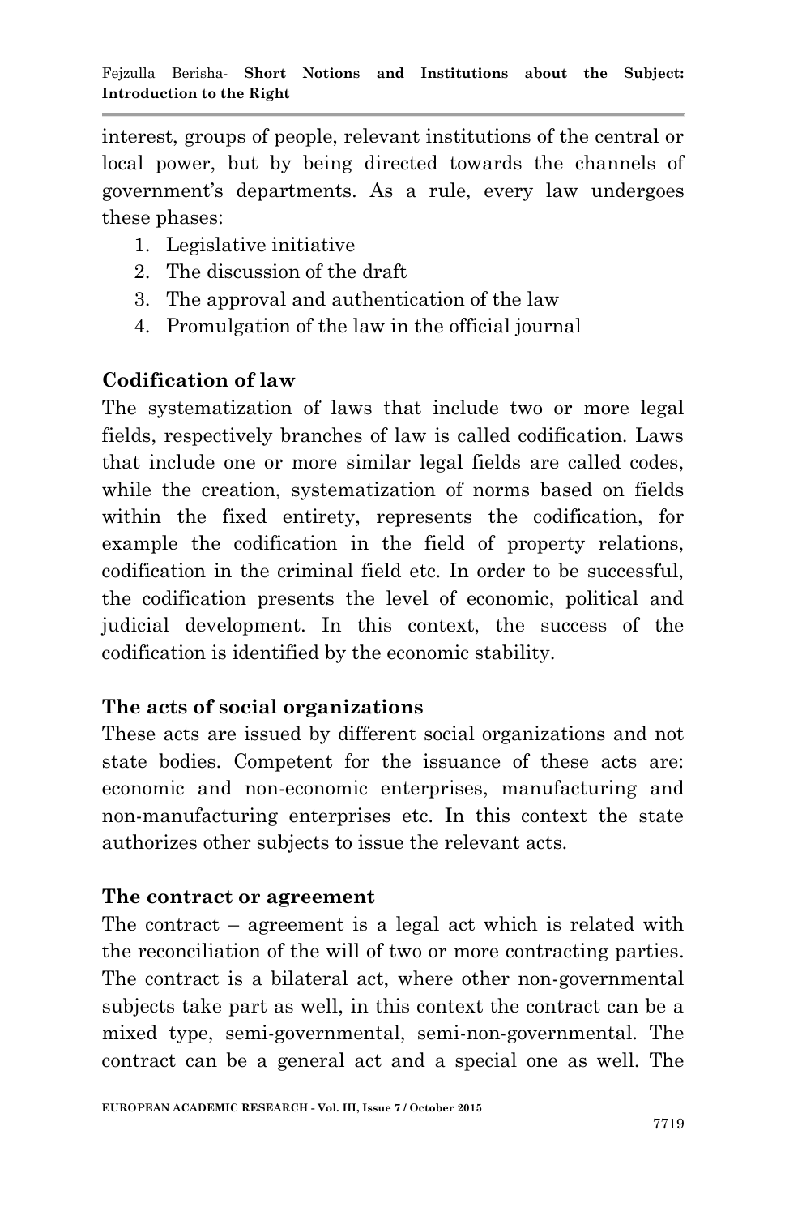interest, groups of people, relevant institutions of the central or local power, but by being directed towards the channels of government's departments. As a rule, every law undergoes these phases:

1. Legislative initiative
2. The discussion of the draft
3. The approval and authentication of the law
4. Promulgation of the law in the official journal

**Codification of law**

The systematization of laws that include two or more legal fields, respectively branches of law is called codification. Laws that include one or more similar legal fields are called codes, while the creation, systematization of norms based on fields within the fixed entirety, represents the codification, for example the codification in the field of property relations, codification in the criminal field etc. In order to be successful, the codification presents the level of economic, political and judicial development. In this context, the success of the codification is identified by the economic stability.

**The acts of social organizations**

These acts are issued by different social organizations and not state bodies. Competent for the issuance of these acts are: economic and non-economic enterprises, manufacturing and non-manufacturing enterprises etc. In this context the state authorizes other subjects to issue the relevant acts.

**The contract or agreement**

The contract – agreement is a legal act which is related with the reconciliation of the will of two or more contracting parties. The contract is a bilateral act, where other non-governmental subjects take part as well, in this context the contract can be a mixed type, semi-governmental, semi-non-governmental. The contract can be a general act and a special one as well. The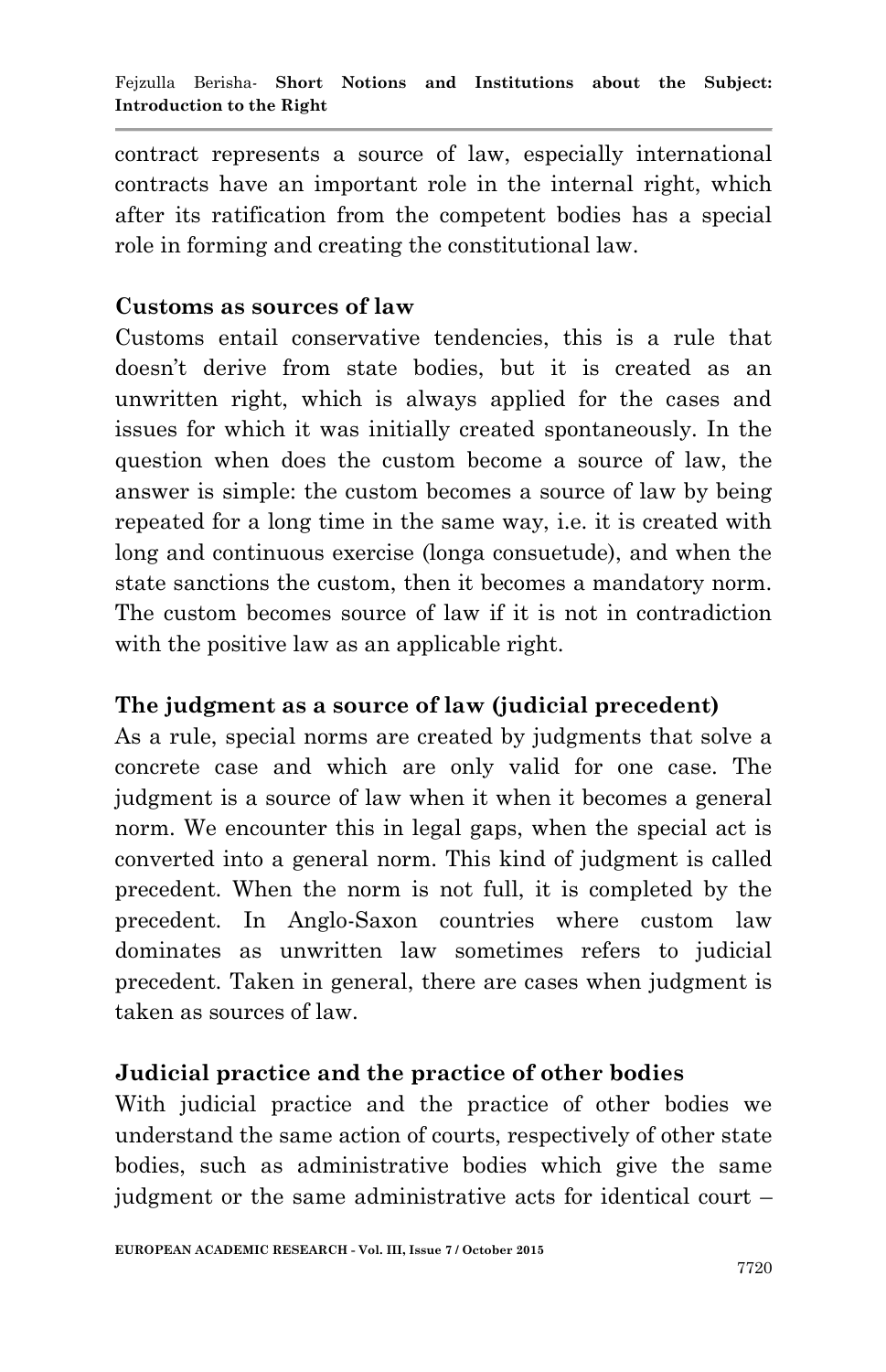contract represents a source of law, especially international contracts have an important role in the internal right, which after its ratification from the competent bodies has a special role in forming and creating the constitutional law.

**Customs as sources of law**

Customs entail conservative tendencies, this is a rule that doesn't derive from state bodies, but it is created as an unwritten right, which is always applied for the cases and issues for which it was initially created spontaneously. In the question when does the custom become a source of law, the answer is simple: the custom becomes a source of law by being repeated for a long time in the same way, i.e. it is created with long and continuous exercise (longa consuetude), and when the state sanctions the custom, then it becomes a mandatory norm. The custom becomes source of law if it is not in contradiction with the positive law as an applicable right.

**The judgment as a source of law (judicial precedent)**

As a rule, special norms are created by judgments that solve a concrete case and which are only valid for one case. The judgment is a source of law when it when it becomes a general norm. We encounter this in legal gaps, when the special act is converted into a general norm. This kind of judgment is called precedent. When the norm is not full, it is completed by the precedent. In Anglo-Saxon countries where custom law dominates as unwritten law sometimes refers to judicial precedent. Taken in general, there are cases when judgment is taken as sources of law.

**Judicial practice and the practice of other bodies**

With judicial practice and the practice of other bodies we understand the same action of courts, respectively of other state bodies, such as administrative bodies which give the same judgment or the same administrative acts for identical court –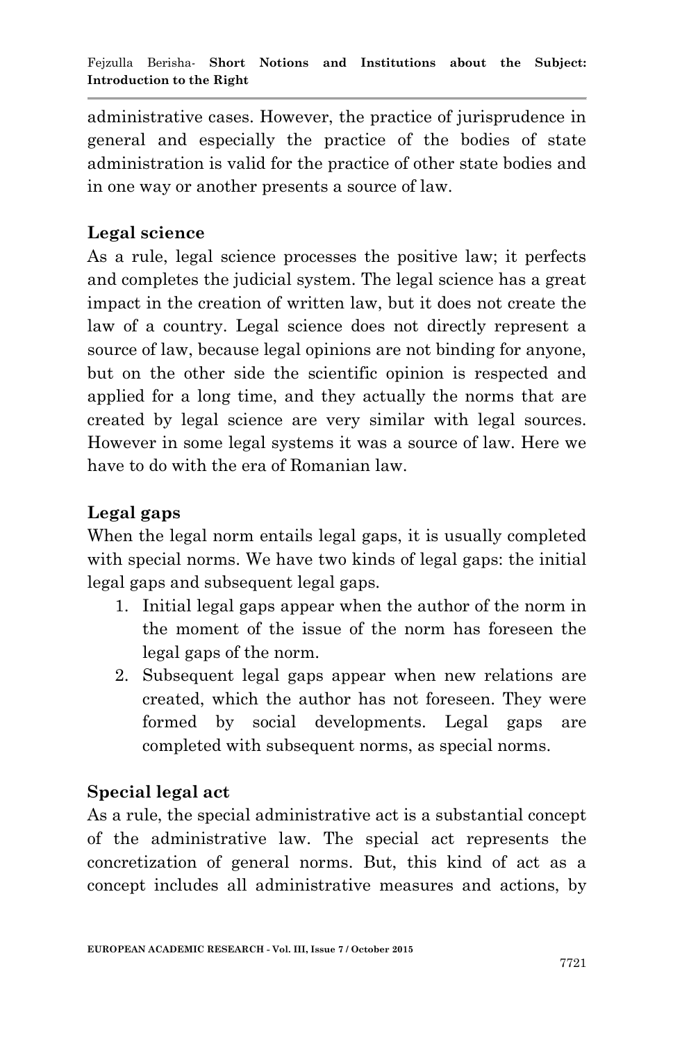administrative cases. However, the practice of jurisprudence in general and especially the practice of the bodies of state administration is valid for the practice of other state bodies and in one way or another presents a source of law.

**Legal science**

As a rule, legal science processes the positive law; it perfects and completes the judicial system. The legal science has a great impact in the creation of written law, but it does not create the law of a country. Legal science does not directly represent a source of law, because legal opinions are not binding for anyone, but on the other side the scientific opinion is respected and applied for a long time, and they actually the norms that are created by legal science are very similar with legal sources. However in some legal systems it was a source of law. Here we have to do with the era of Romanian law.

**Legal gaps**

When the legal norm entails legal gaps, it is usually completed with special norms. We have two kinds of legal gaps: the initial legal gaps and subsequent legal gaps.

1. Initial legal gaps appear when the author of the norm in the moment of the issue of the norm has foreseen the legal gaps of the norm.
2. Subsequent legal gaps appear when new relations are created, which the author has not foreseen. They were formed by social developments. Legal gaps are completed with subsequent norms, as special norms.

**Special legal act**

As a rule, the special administrative act is a substantial concept of the administrative law. The special act represents the concretization of general norms. But, this kind of act as a concept includes all administrative measures and actions, by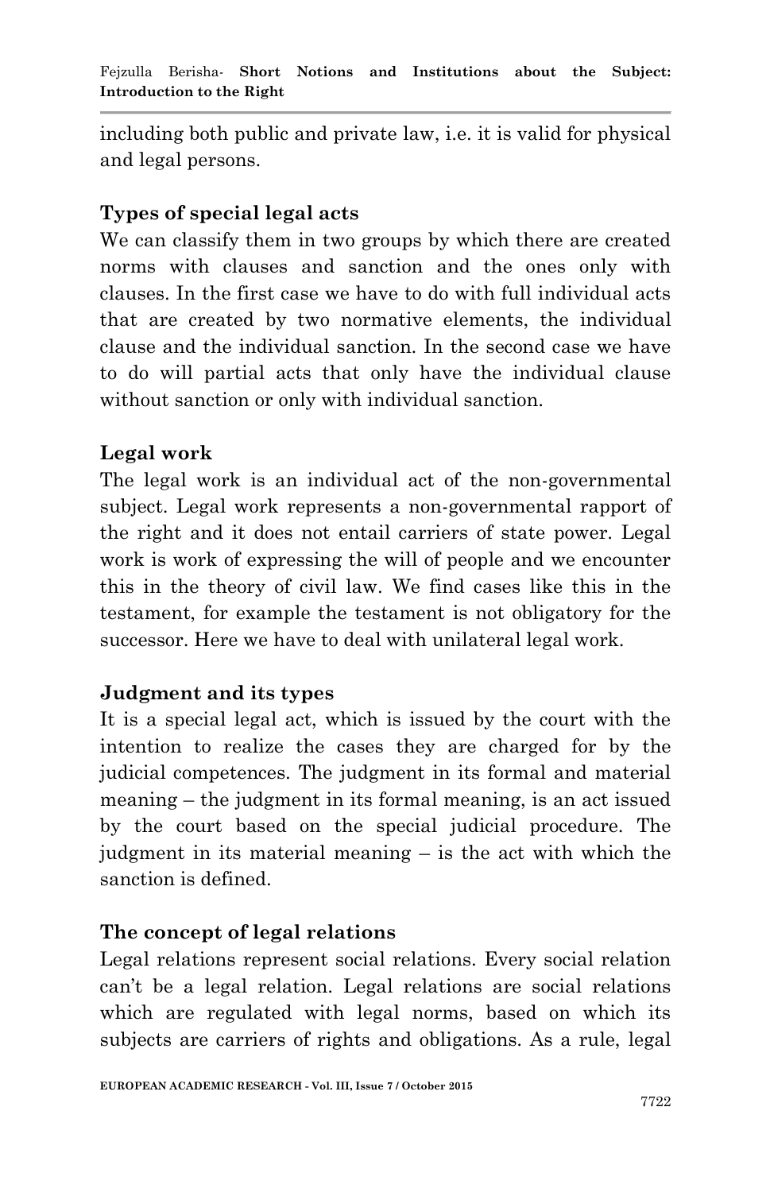including both public and private law, i.e. it is valid for physical and legal persons.

**Types of special legal acts**

We can classify them in two groups by which there are created norms with clauses and sanction and the ones only with clauses. In the first case we have to do with full individual acts that are created by two normative elements, the individual clause and the individual sanction. In the second case we have to do will partial acts that only have the individual clause without sanction or only with individual sanction.

**Legal work**

The legal work is an individual act of the non-governmental subject. Legal work represents a non-governmental rapport of the right and it does not entail carriers of state power. Legal work is work of expressing the will of people and we encounter this in the theory of civil law. We find cases like this in the testament, for example the testament is not obligatory for the successor. Here we have to deal with unilateral legal work.

**Judgment and its types**

It is a special legal act, which is issued by the court with the intention to realize the cases they are charged for by the judicial competences. The judgment in its formal and material meaning – the judgment in its formal meaning, is an act issued by the court based on the special judicial procedure. The judgment in its material meaning – is the act with which the sanction is defined.

**The concept of legal relations**

Legal relations represent social relations. Every social relation can't be a legal relation. Legal relations are social relations which are regulated with legal norms, based on which its subjects are carriers of rights and obligations. As a rule, legal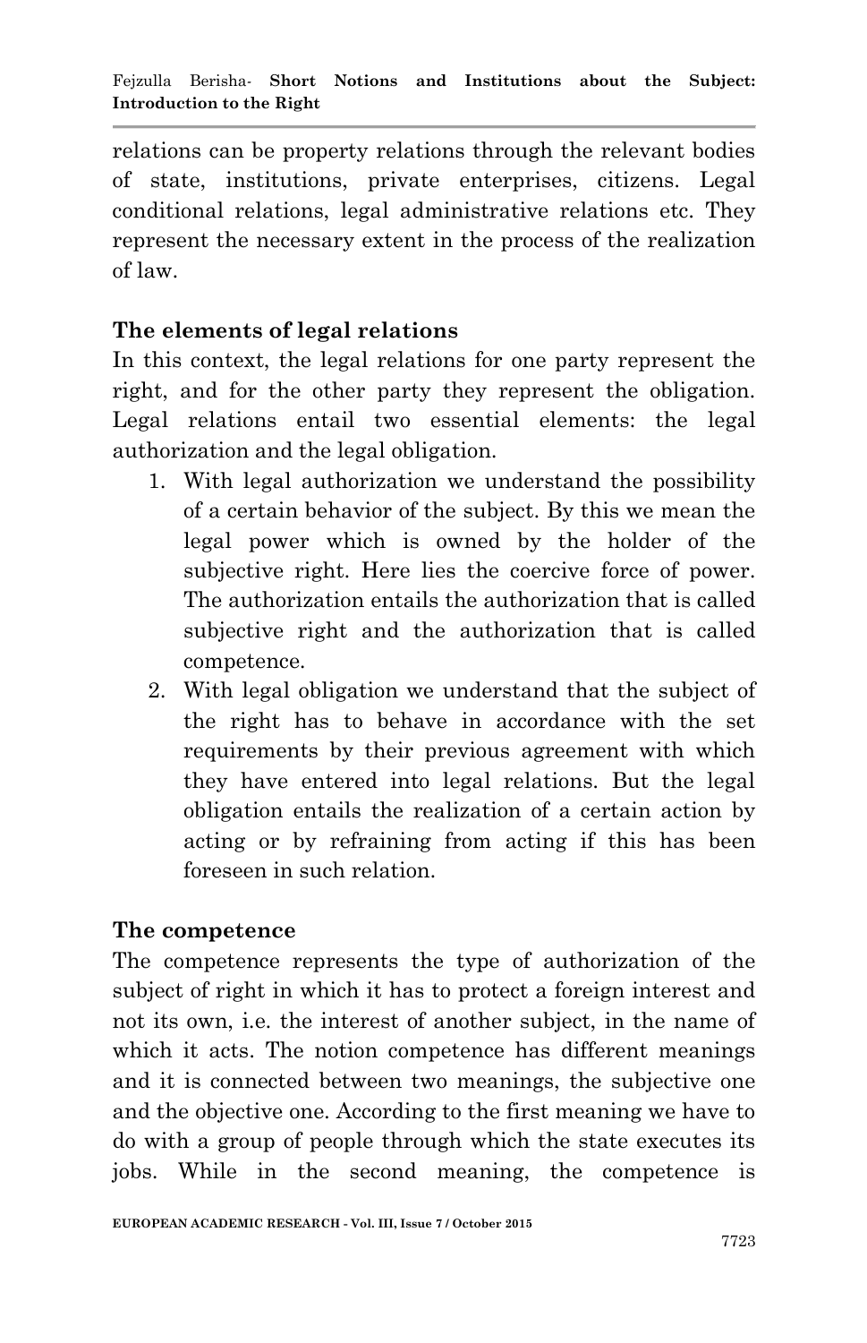relations can be property relations through the relevant bodies of state, institutions, private enterprises, citizens. Legal conditional relations, legal administrative relations etc. They represent the necessary extent in the process of the realization of law.

**The elements of legal relations**

In this context, the legal relations for one party represent the right, and for the other party they represent the obligation. Legal relations entail two essential elements: the legal authorization and the legal obligation.

1. With legal authorization we understand the possibility of a certain behavior of the subject. By this we mean the legal power which is owned by the holder of the subjective right. Here lies the coercive force of power. The authorization entails the authorization that is called subjective right and the authorization that is called competence.
2. With legal obligation we understand that the subject of the right has to behave in accordance with the set requirements by their previous agreement with which they have entered into legal relations. But the legal obligation entails the realization of a certain action by acting or by refraining from acting if this has been foreseen in such relation.

**The competence**

The competence represents the type of authorization of the subject of right in which it has to protect a foreign interest and not its own, i.e. the interest of another subject, in the name of which it acts. The notion competence has different meanings and it is connected between two meanings, the subjective one and the objective one. According to the first meaning we have to do with a group of people through which the state executes its jobs. While in the second meaning, the competence is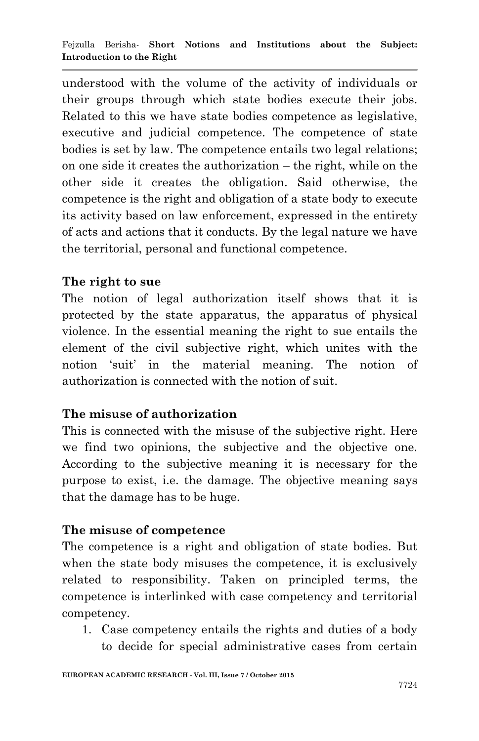understood with the volume of the activity of individuals or their groups through which state bodies execute their jobs. Related to this we have state bodies competence as legislative, executive and judicial competence. The competence of state bodies is set by law. The competence entails two legal relations; on one side it creates the authorization – the right, while on the other side it creates the obligation. Said otherwise, the competence is the right and obligation of a state body to execute its activity based on law enforcement, expressed in the entirety of acts and actions that it conducts. By the legal nature we have the territorial, personal and functional competence.

**The right to sue**

The notion of legal authorization itself shows that it is protected by the state apparatus, the apparatus of physical violence. In the essential meaning the right to sue entails the element of the civil subjective right, which unites with the notion 'suit' in the material meaning. The notion of authorization is connected with the notion of suit.

**The misuse of authorization**

This is connected with the misuse of the subjective right. Here we find two opinions, the subjective and the objective one. According to the subjective meaning it is necessary for the purpose to exist, i.e. the damage. The objective meaning says that the damage has to be huge.

**The misuse of competence**

The competence is a right and obligation of state bodies. But when the state body misuses the competence, it is exclusively related to responsibility. Taken on principled terms, the competence is interlinked with case competency and territorial competency.

1. Case competency entails the rights and duties of a body to decide for special administrative cases from certain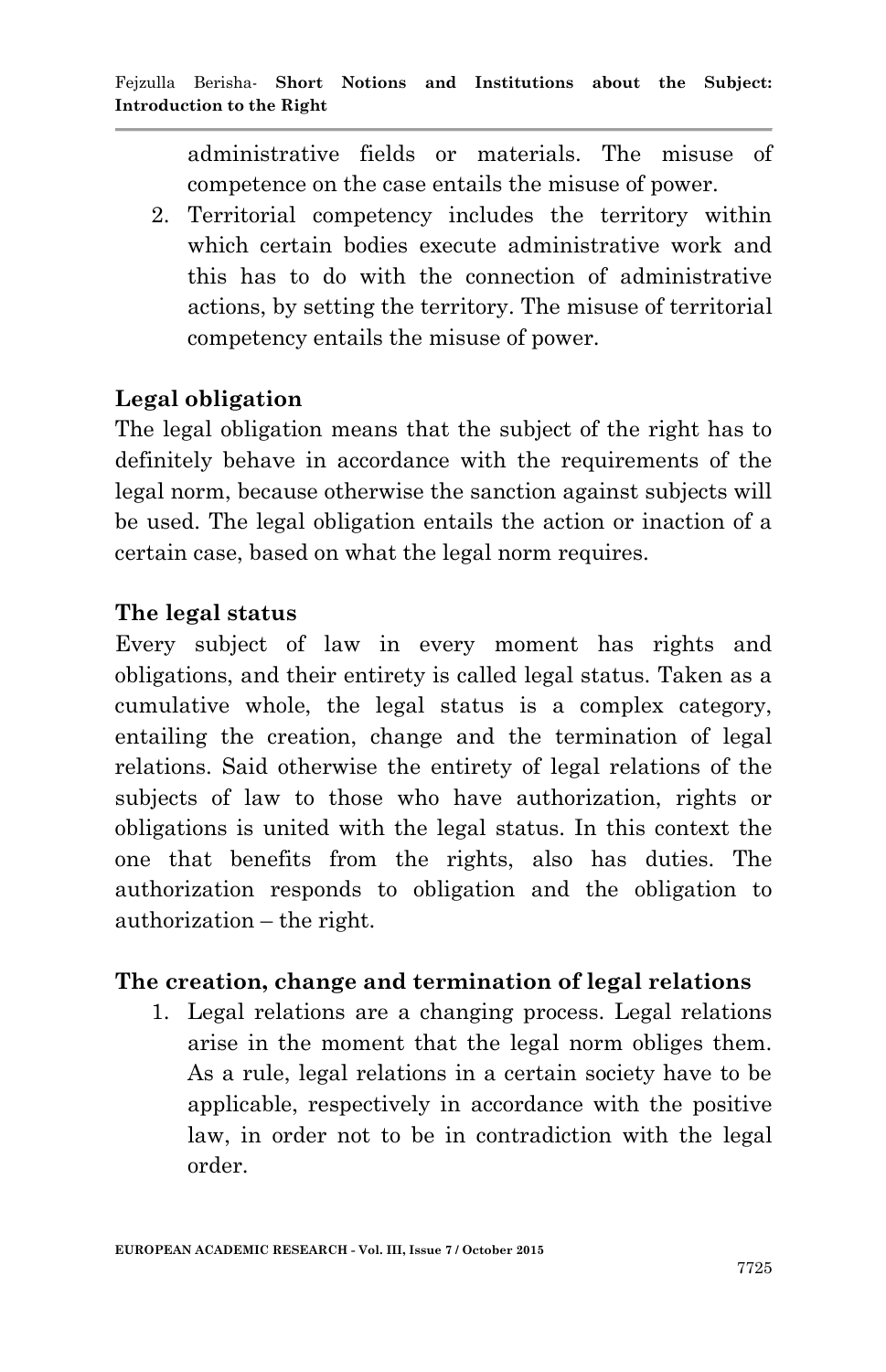administrative fields or materials. The misuse of competence on the case entails the misuse of power.

2. Territorial competency includes the territory within which certain bodies execute administrative work and this has to do with the connection of administrative actions, by setting the territory. The misuse of territorial competency entails the misuse of power.

**Legal obligation**

The legal obligation means that the subject of the right has to definitely behave in accordance with the requirements of the legal norm, because otherwise the sanction against subjects will be used. The legal obligation entails the action or inaction of a certain case, based on what the legal norm requires.

**The legal status**

Every subject of law in every moment has rights and obligations, and their entirety is called legal status. Taken as a cumulative whole, the legal status is a complex category, entailing the creation, change and the termination of legal relations. Said otherwise the entirety of legal relations of the subjects of law to those who have authorization, rights or obligations is united with the legal status. In this context the one that benefits from the rights, also has duties. The authorization responds to obligation and the obligation to authorization – the right.

**The creation, change and termination of legal relations**

1. Legal relations are a changing process. Legal relations arise in the moment that the legal norm obliges them. As a rule, legal relations in a certain society have to be applicable, respectively in accordance with the positive law, in order not to be in contradiction with the legal order.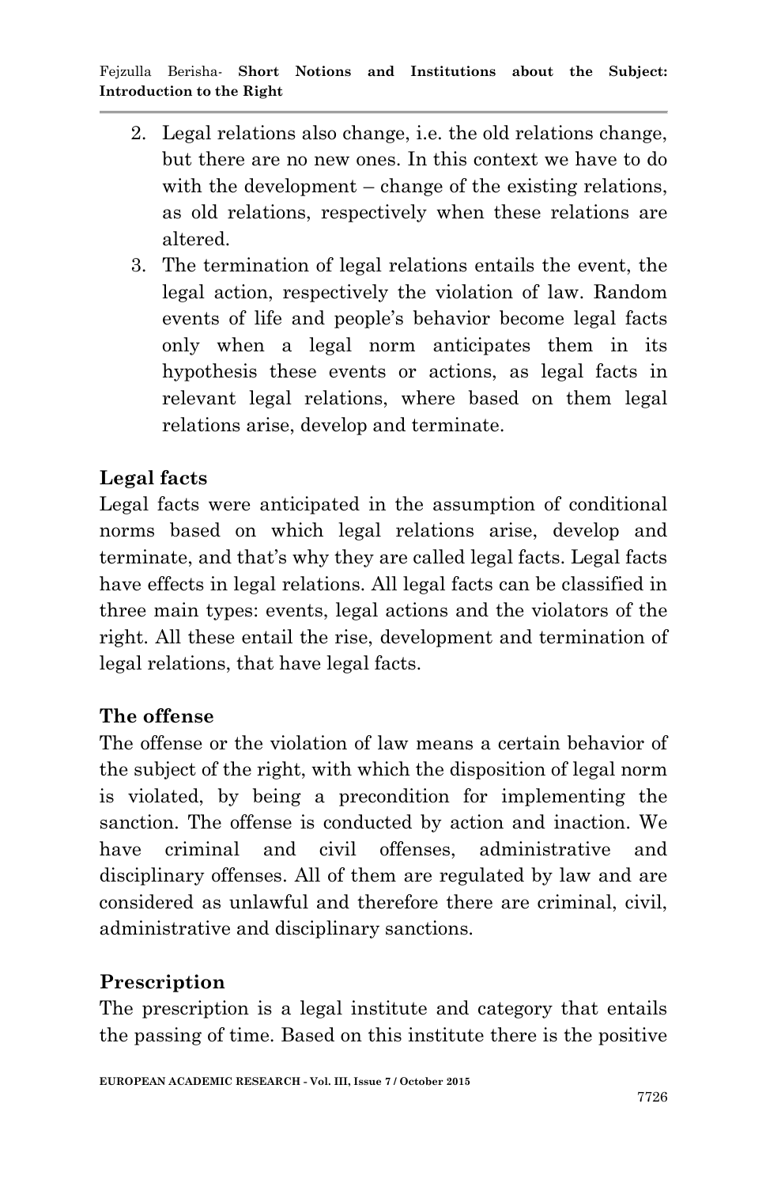2. Legal relations also change, i.e. the old relations change, but there are no new ones. In this context we have to do with the development – change of the existing relations, as old relations, respectively when these relations are altered.
3. The termination of legal relations entails the event, the legal action, respectively the violation of law. Random events of life and people's behavior become legal facts only when a legal norm anticipates them in its hypothesis these events or actions, as legal facts in relevant legal relations, where based on them legal relations arise, develop and terminate.

**Legal facts**

Legal facts were anticipated in the assumption of conditional norms based on which legal relations arise, develop and terminate, and that's why they are called legal facts. Legal facts have effects in legal relations. All legal facts can be classified in three main types: events, legal actions and the violators of the right. All these entail the rise, development and termination of legal relations, that have legal facts.

**The offense**

The offense or the violation of law means a certain behavior of the subject of the right, with which the disposition of legal norm is violated, by being a precondition for implementing the sanction. The offense is conducted by action and inaction. We have criminal and civil offenses, administrative and disciplinary offenses. All of them are regulated by law and are considered as unlawful and therefore there are criminal, civil, administrative and disciplinary sanctions.

**Prescription**

The prescription is a legal institute and category that entails the passing of time. Based on this institute there is the positive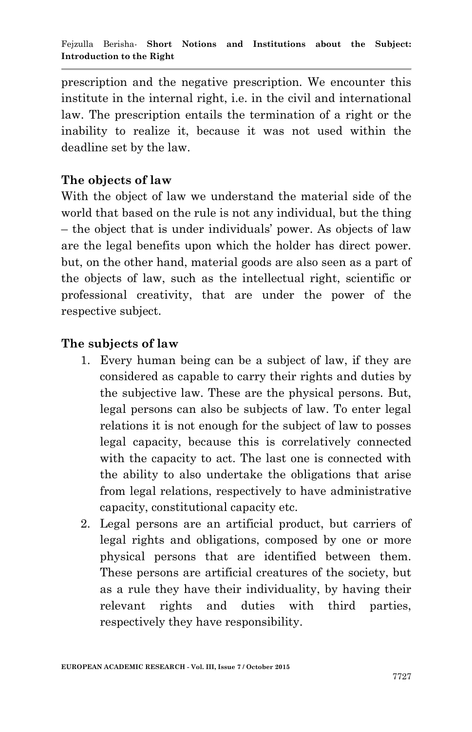prescription and the negative prescription. We encounter this institute in the internal right, i.e. in the civil and international law. The prescription entails the termination of a right or the inability to realize it, because it was not used within the deadline set by the law.

**The objects of law**

With the object of law we understand the material side of the world that based on the rule is not any individual, but the thing – the object that is under individuals' power. As objects of law are the legal benefits upon which the holder has direct power. but, on the other hand, material goods are also seen as a part of the objects of law, such as the intellectual right, scientific or professional creativity, that are under the power of the respective subject.

**The subjects of law**

1. Every human being can be a subject of law, if they are considered as capable to carry their rights and duties by the subjective law. These are the physical persons. But, legal persons can also be subjects of law. To enter legal relations it is not enough for the subject of law to posses legal capacity, because this is correlatively connected with the capacity to act. The last one is connected with the ability to also undertake the obligations that arise from legal relations, respectively to have administrative capacity, constitutional capacity etc.
2. Legal persons are an artificial product, but carriers of legal rights and obligations, composed by one or more physical persons that are identified between them. These persons are artificial creatures of the society, but as a rule they have their individuality, by having their relevant rights and duties with third parties, respectively they have responsibility.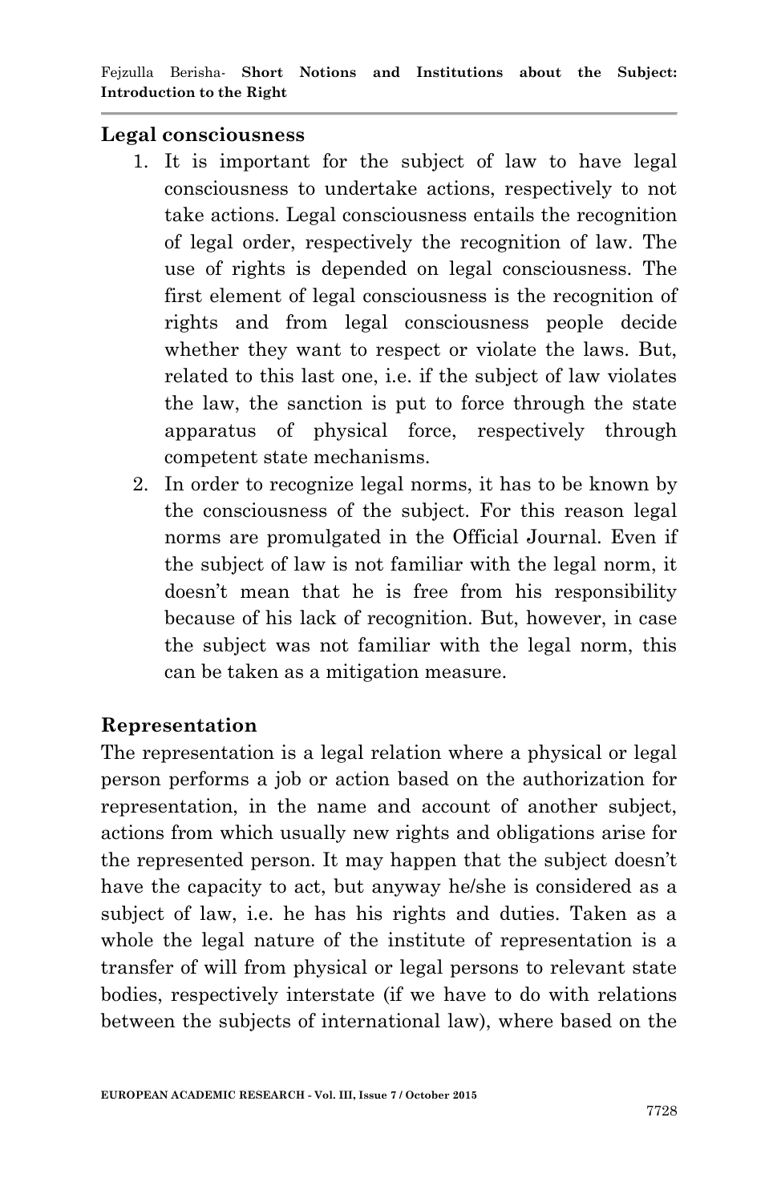## Legal consciousness

1. It is important for the subject of law to have legal consciousness to undertake actions, respectively to not take actions. Legal consciousness entails the recognition of legal order, respectively the recognition of law. The use of rights is depended on legal consciousness. The first element of legal consciousness is the recognition of rights and from legal consciousness people decide whether they want to respect or violate the laws. But, related to this last one, i.e. if the subject of law violates the law, the sanction is put to force through the state apparatus of physical force, respectively through competent state mechanisms.
2. In order to recognize legal norms, it has to be known by the consciousness of the subject. For this reason legal norms are promulgated in the Official Journal. Even if the subject of law is not familiar with the legal norm, it doesn't mean that he is free from his responsibility because of his lack of recognition. But, however, in case the subject was not familiar with the legal norm, this can be taken as a mitigation measure.

## Representation

The representation is a legal relation where a physical or legal person performs a job or action based on the authorization for representation, in the name and account of another subject, actions from which usually new rights and obligations arise for the represented person. It may happen that the subject doesn't have the capacity to act, but anyway he/she is considered as a subject of law, i.e. he has his rights and duties. Taken as a whole the legal nature of the institute of representation is a transfer of will from physical or legal persons to relevant state bodies, respectively interstate (if we have to do with relations between the subjects of international law), where based on the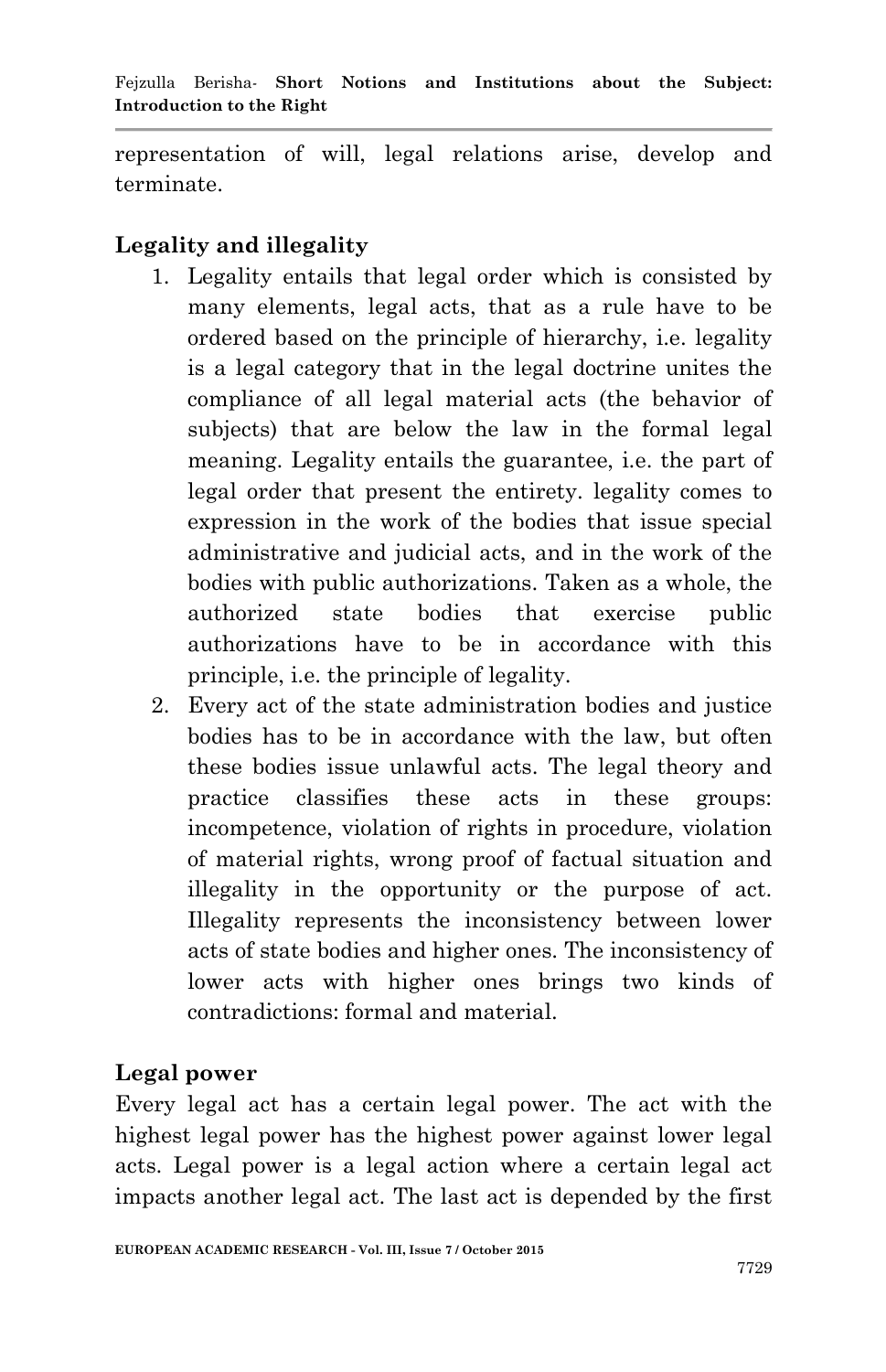representation of will, legal relations arise, develop and terminate.

## Legality and illegality

1. Legality entails that legal order which is consisted by many elements, legal acts, that as a rule have to be ordered based on the principle of hierarchy, i.e. legality is a legal category that in the legal doctrine unites the compliance of all legal material acts (the behavior of subjects) that are below the law in the formal legal meaning. Legality entails the guarantee, i.e. the part of legal order that present the entirety. legality comes to expression in the work of the bodies that issue special administrative and judicial acts, and in the work of the bodies with public authorizations. Taken as a whole, the authorized state bodies that exercise public authorizations have to be in accordance with this principle, i.e. the principle of legality.
2. Every act of the state administration bodies and justice bodies has to be in accordance with the law, but often these bodies issue unlawful acts. The legal theory and practice classifies these acts in these groups: incompetence, violation of rights in procedure, violation of material rights, wrong proof of factual situation and illegality in the opportunity or the purpose of act. Illegality represents the inconsistency between lower acts of state bodies and higher ones. The inconsistency of lower acts with higher ones brings two kinds of contradictions: formal and material.

## Legal power

Every legal act has a certain legal power. The act with the highest legal power has the highest power against lower legal acts. Legal power is a legal action where a certain legal act impacts another legal act. The last act is depended by the first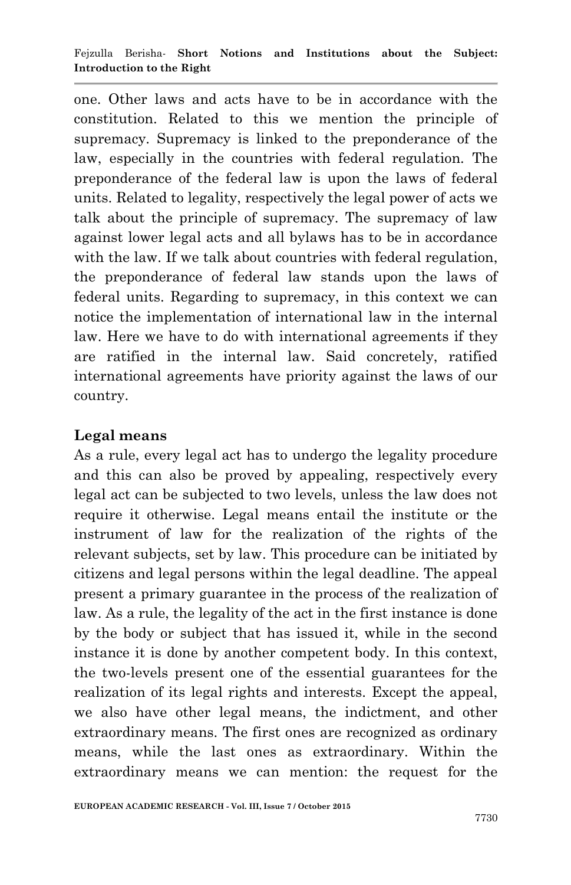one. Other laws and acts have to be in accordance with the constitution. Related to this we mention the principle of supremacy. Supremacy is linked to the preponderance of the law, especially in the countries with federal regulation. The preponderance of the federal law is upon the laws of federal units. Related to legality, respectively the legal power of acts we talk about the principle of supremacy. The supremacy of law against lower legal acts and all bylaws has to be in accordance with the law. If we talk about countries with federal regulation, the preponderance of federal law stands upon the laws of federal units. Regarding to supremacy, in this context we can notice the implementation of international law in the internal law. Here we have to do with international agreements if they are ratified in the internal law. Said concretely, ratified international agreements have priority against the laws of our country.

## Legal means

As a rule, every legal act has to undergo the legality procedure and this can also be proved by appealing, respectively every legal act can be subjected to two levels, unless the law does not require it otherwise. Legal means entail the institute or the instrument of law for the realization of the rights of the relevant subjects, set by law. This procedure can be initiated by citizens and legal persons within the legal deadline. The appeal present a primary guarantee in the process of the realization of law. As a rule, the legality of the act in the first instance is done by the body or subject that has issued it, while in the second instance it is done by another competent body. In this context, the two-levels present one of the essential guarantees for the realization of its legal rights and interests. Except the appeal, we also have other legal means, the indictment, and other extraordinary means. The first ones are recognized as ordinary means, while the last ones as extraordinary. Within the extraordinary means we can mention: the request for the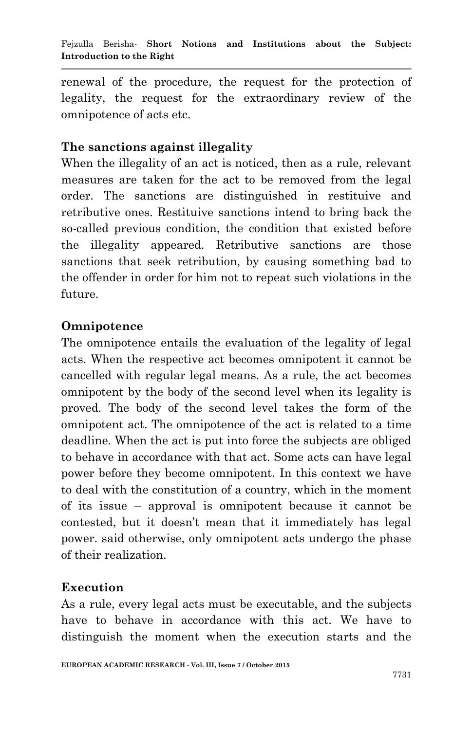renewal of the procedure, the request for the protection of legality, the request for the extraordinary review of the omnipotence of acts etc.

**The sanctions against illegality**

When the illegality of an act is noticed, then as a rule, relevant measures are taken for the act to be removed from the legal order. The sanctions are distinguished in restituive and retributive ones. Restituive sanctions intend to bring back the so-called previous condition, the condition that existed before the illegality appeared. Retributive sanctions are those sanctions that seek retribution, by causing something bad to the offender in order for him not to repeat such violations in the future.

**Omnipotence**

The omnipotence entails the evaluation of the legality of legal acts. When the respective act becomes omnipotent it cannot be cancelled with regular legal means. As a rule, the act becomes omnipotent by the body of the second level when its legality is proved. The body of the second level takes the form of the omnipotent act. The omnipotence of the act is related to a time deadline. When the act is put into force the subjects are obliged to behave in accordance with that act. Some acts can have legal power before they become omnipotent. In this context we have to deal with the constitution of a country, which in the moment of its issue – approval is omnipotent because it cannot be contested, but it doesn't mean that it immediately has legal power. said otherwise, only omnipotent acts undergo the phase of their realization.

**Execution**

As a rule, every legal acts must be executable, and the subjects have to behave in accordance with this act. We have to distinguish the moment when the execution starts and the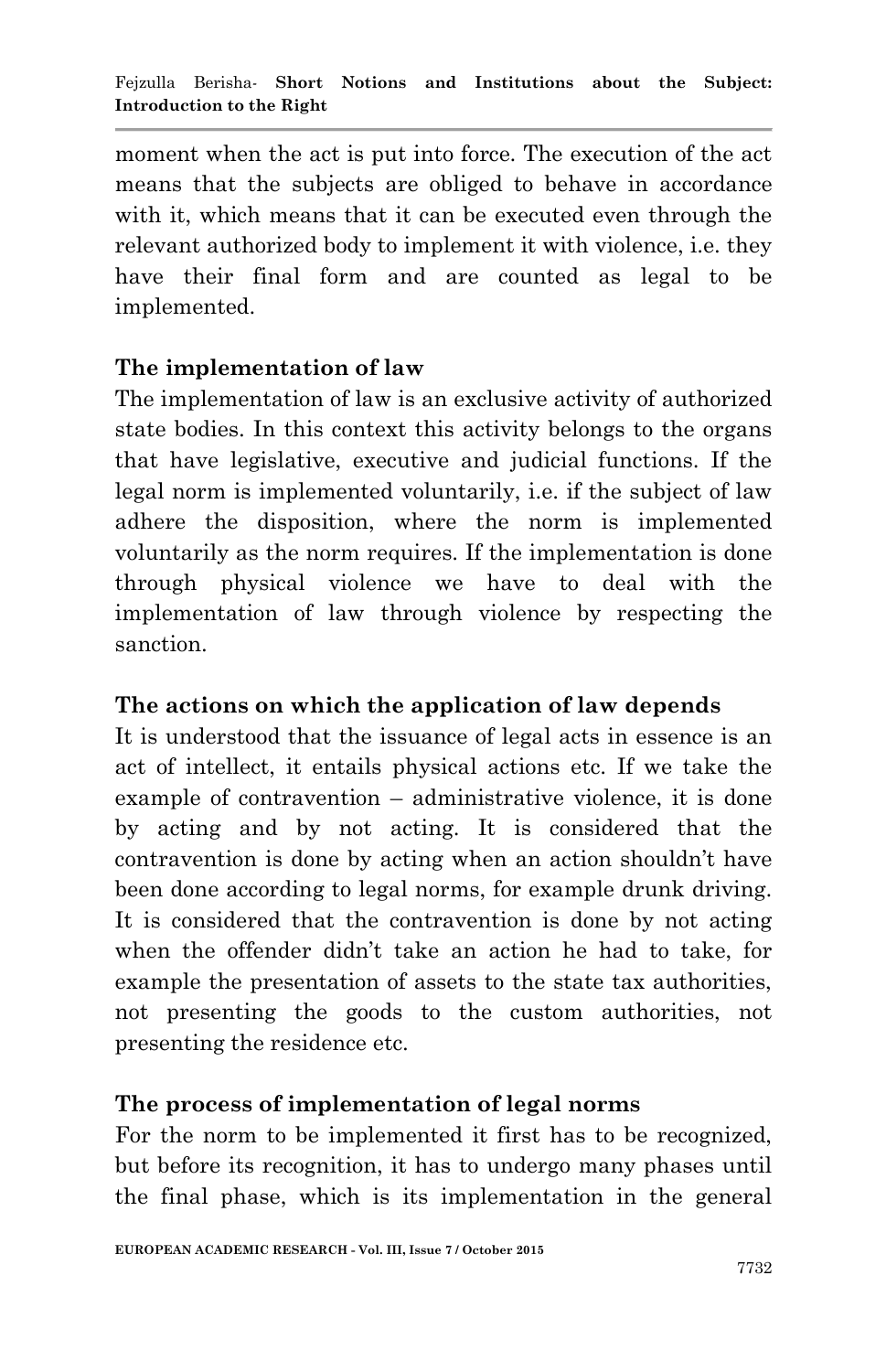moment when the act is put into force. The execution of the act means that the subjects are obliged to behave in accordance with it, which means that it can be executed even through the relevant authorized body to implement it with violence, i.e. they have their final form and are counted as legal to be implemented.

## The implementation of law

The implementation of law is an exclusive activity of authorized state bodies. In this context this activity belongs to the organs that have legislative, executive and judicial functions. If the legal norm is implemented voluntarily, i.e. if the subject of law adhere the disposition, where the norm is implemented voluntarily as the norm requires. If the implementation is done through physical violence we have to deal with the implementation of law through violence by respecting the sanction.

## The actions on which the application of law depends

It is understood that the issuance of legal acts in essence is an act of intellect, it entails physical actions etc. If we take the example of contravention – administrative violence, it is done by acting and by not acting. It is considered that the contravention is done by acting when an action shouldn't have been done according to legal norms, for example drunk driving. It is considered that the contravention is done by not acting when the offender didn't take an action he had to take, for example the presentation of assets to the state tax authorities, not presenting the goods to the custom authorities, not presenting the residence etc.

## The process of implementation of legal norms

For the norm to be implemented it first has to be recognized, but before its recognition, it has to undergo many phases until the final phase, which is its implementation in the general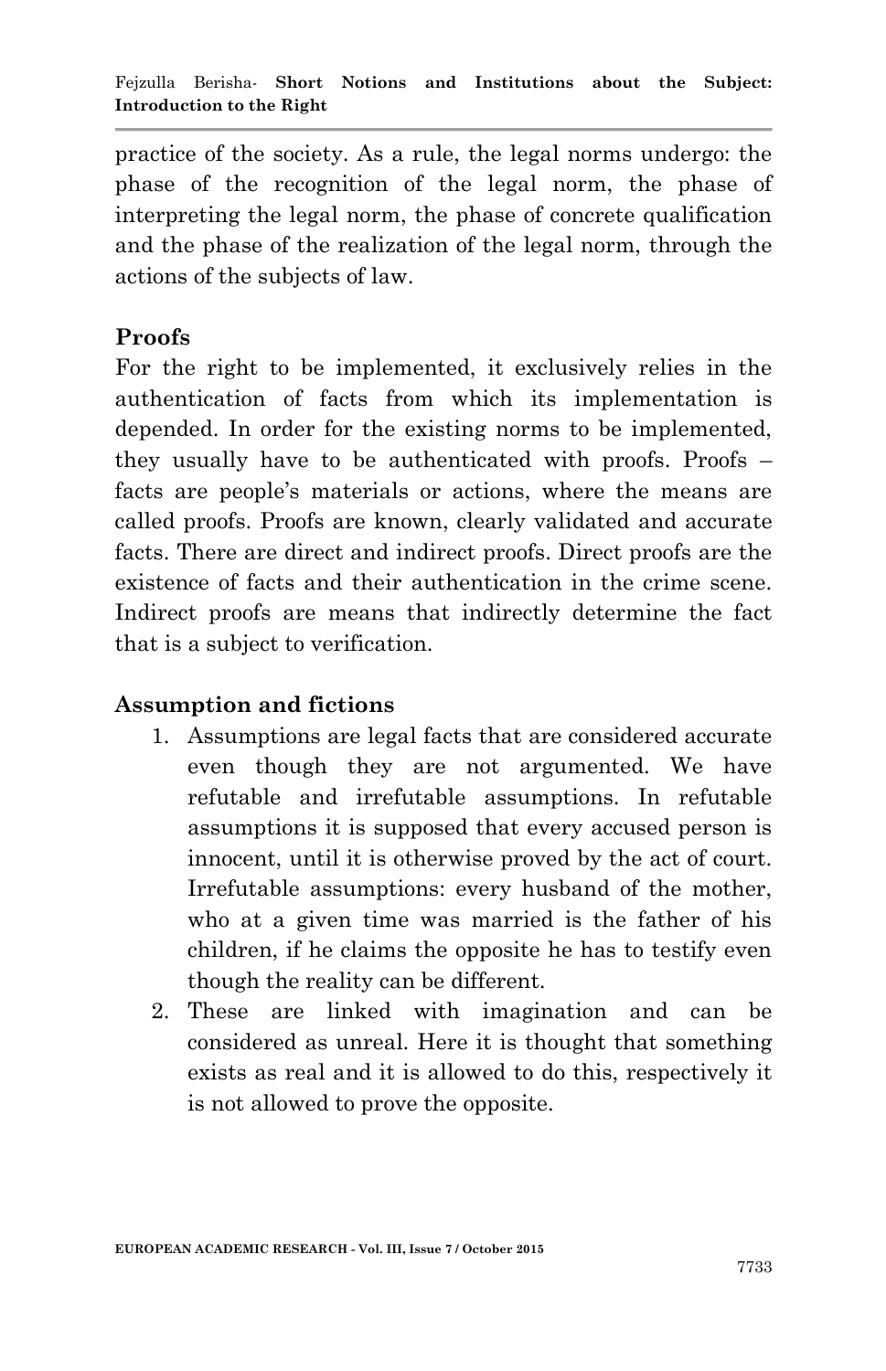practice of the society. As a rule, the legal norms undergo: the phase of the recognition of the legal norm, the phase of interpreting the legal norm, the phase of concrete qualification and the phase of the realization of the legal norm, through the actions of the subjects of law.

## Proofs

For the right to be implemented, it exclusively relies in the authentication of facts from which its implementation is depended. In order for the existing norms to be implemented, they usually have to be authenticated with proofs. Proofs – facts are people's materials or actions, where the means are called proofs. Proofs are known, clearly validated and accurate facts. There are direct and indirect proofs. Direct proofs are the existence of facts and their authentication in the crime scene. Indirect proofs are means that indirectly determine the fact that is a subject to verification.

## Assumption and fictions

1. Assumptions are legal facts that are considered accurate even though they are not argumented. We have refutable and irrefutable assumptions. In refutable assumptions it is supposed that every accused person is innocent, until it is otherwise proved by the act of court. Irrefutable assumptions: every husband of the mother, who at a given time was married is the father of his children, if he claims the opposite he has to testify even though the reality can be different.
2. These are linked with imagination and can be considered as unreal. Here it is thought that something exists as real and it is allowed to do this, respectively it is not allowed to prove the opposite.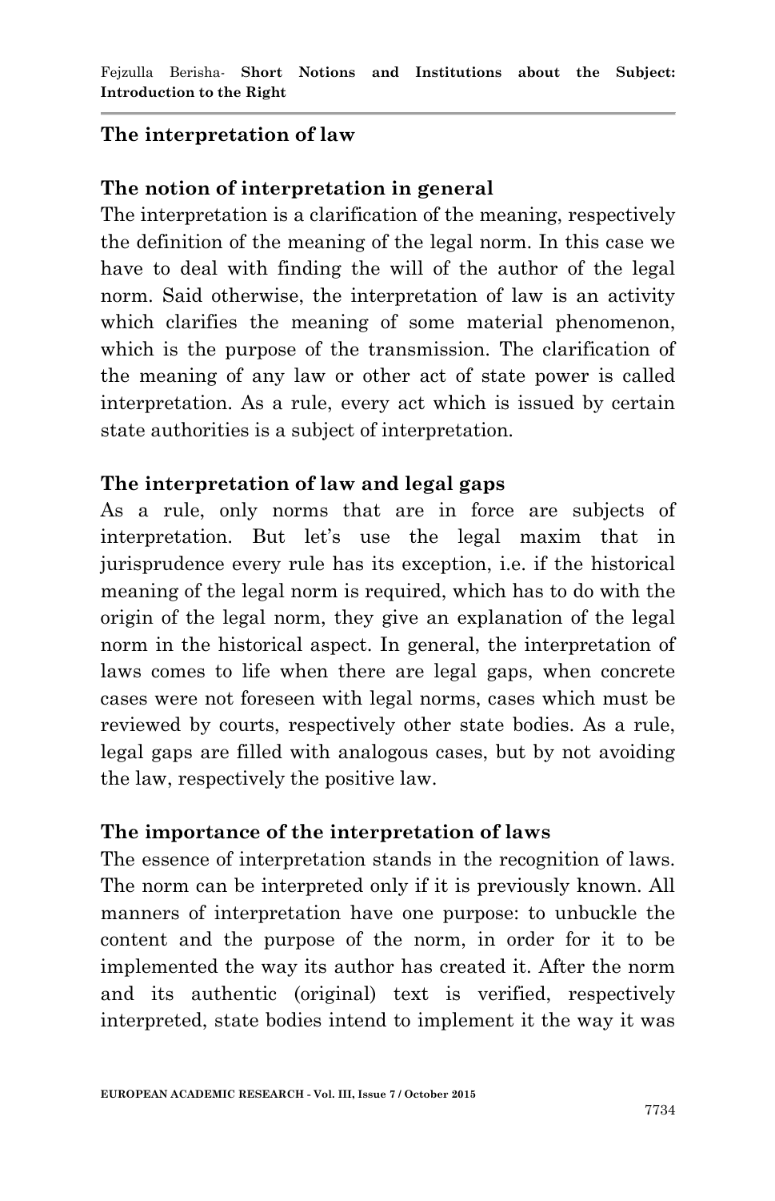## The interpretation of law

### The notion of interpretation in general

The interpretation is a clarification of the meaning, respectively the definition of the meaning of the legal norm. In this case we have to deal with finding the will of the author of the legal norm. Said otherwise, the interpretation of law is an activity which clarifies the meaning of some material phenomenon, which is the purpose of the transmission. The clarification of the meaning of any law or other act of state power is called interpretation. As a rule, every act which is issued by certain state authorities is a subject of interpretation.

### The interpretation of law and legal gaps

As a rule, only norms that are in force are subjects of interpretation. But let's use the legal maxim that in jurisprudence every rule has its exception, i.e. if the historical meaning of the legal norm is required, which has to do with the origin of the legal norm, they give an explanation of the legal norm in the historical aspect. In general, the interpretation of laws comes to life when there are legal gaps, when concrete cases were not foreseen with legal norms, cases which must be reviewed by courts, respectively other state bodies. As a rule, legal gaps are filled with analogous cases, but by not avoiding the law, respectively the positive law.

### The importance of the interpretation of laws

The essence of interpretation stands in the recognition of laws. The norm can be interpreted only if it is previously known. All manners of interpretation have one purpose: to unbuckle the content and the purpose of the norm, in order for it to be implemented the way its author has created it. After the norm and its authentic (original) text is verified, respectively interpreted, state bodies intend to implement it the way it was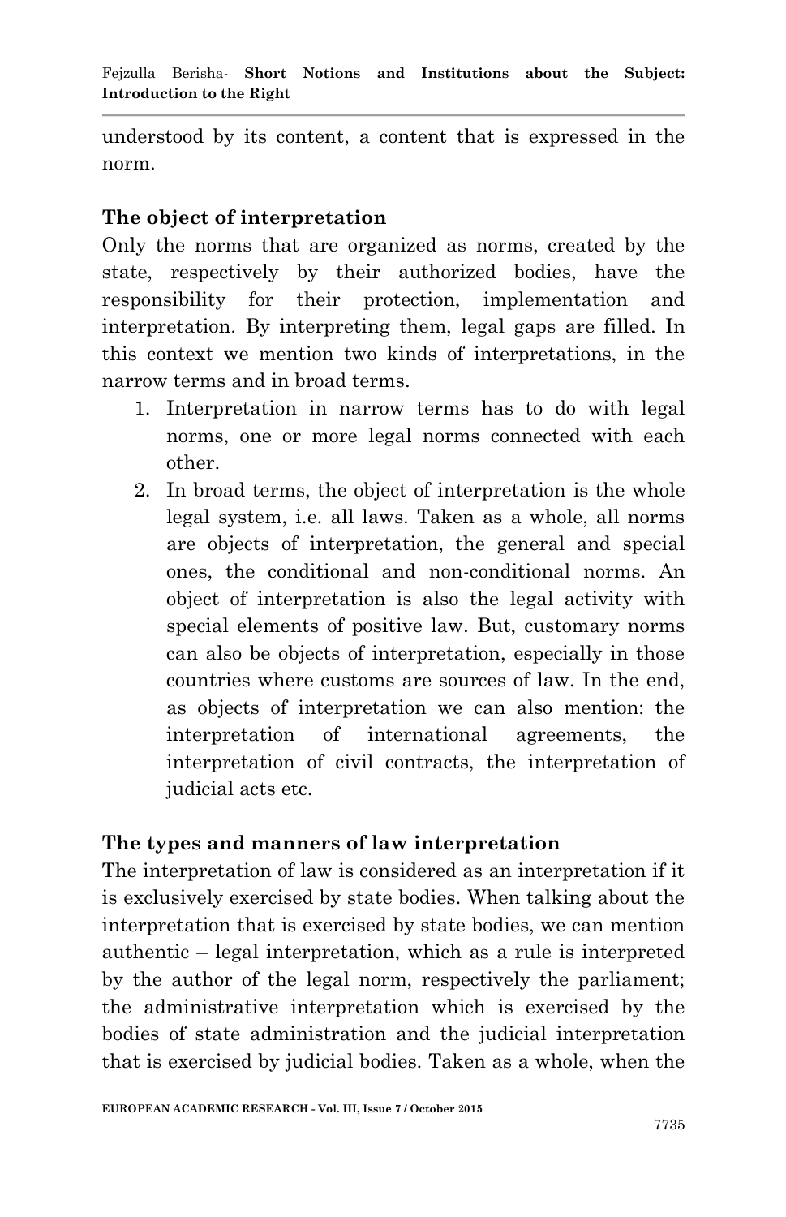understood by its content, a content that is expressed in the norm.

### The object of interpretation

Only the norms that are organized as norms, created by the state, respectively by their authorized bodies, have the responsibility for their protection, implementation and interpretation. By interpreting them, legal gaps are filled. In this context we mention two kinds of interpretations, in the narrow terms and in broad terms.

1. Interpretation in narrow terms has to do with legal norms, one or more legal norms connected with each other.
2. In broad terms, the object of interpretation is the whole legal system, i.e. all laws. Taken as a whole, all norms are objects of interpretation, the general and special ones, the conditional and non-conditional norms. An object of interpretation is also the legal activity with special elements of positive law. But, customary norms can also be objects of interpretation, especially in those countries where customs are sources of law. In the end, as objects of interpretation we can also mention: the interpretation of international agreements, the interpretation of civil contracts, the interpretation of judicial acts etc.

### The types and manners of law interpretation

The interpretation of law is considered as an interpretation if it is exclusively exercised by state bodies. When talking about the interpretation that is exercised by state bodies, we can mention authentic – legal interpretation, which as a rule is interpreted by the author of the legal norm, respectively the parliament; the administrative interpretation which is exercised by the bodies of state administration and the judicial interpretation that is exercised by judicial bodies. Taken as a whole, when the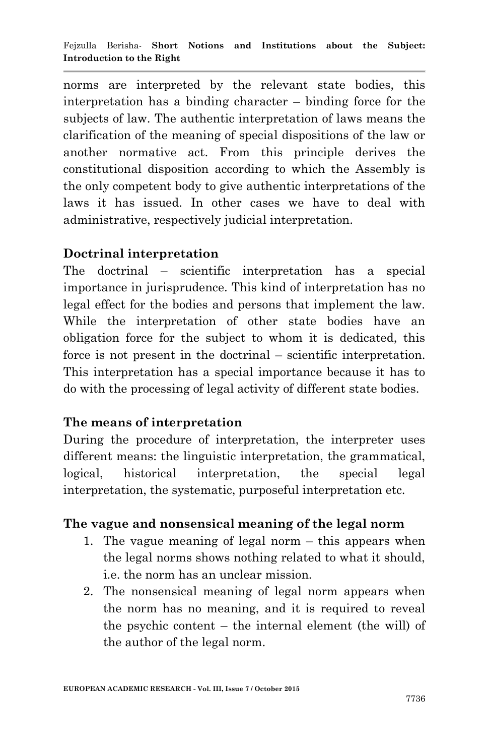norms are interpreted by the relevant state bodies, this interpretation has a binding character – binding force for the subjects of law. The authentic interpretation of laws means the clarification of the meaning of special dispositions of the law or another normative act. From this principle derives the constitutional disposition according to which the Assembly is the only competent body to give authentic interpretations of the laws it has issued. In other cases we have to deal with administrative, respectively judicial interpretation.

### Doctrinal interpretation

The doctrinal – scientific interpretation has a special importance in jurisprudence. This kind of interpretation has no legal effect for the bodies and persons that implement the law. While the interpretation of other state bodies have an obligation force for the subject to whom it is dedicated, this force is not present in the doctrinal – scientific interpretation. This interpretation has a special importance because it has to do with the processing of legal activity of different state bodies.

### The means of interpretation

During the procedure of interpretation, the interpreter uses different means: the linguistic interpretation, the grammatical, logical, historical interpretation, the special legal interpretation, the systematic, purposeful interpretation etc.

### The vague and nonsensical meaning of the legal norm

1. The vague meaning of legal norm – this appears when the legal norms shows nothing related to what it should, i.e. the norm has an unclear mission.
2. The nonsensical meaning of legal norm appears when the norm has no meaning, and it is required to reveal the psychic content – the internal element (the will) of the author of the legal norm.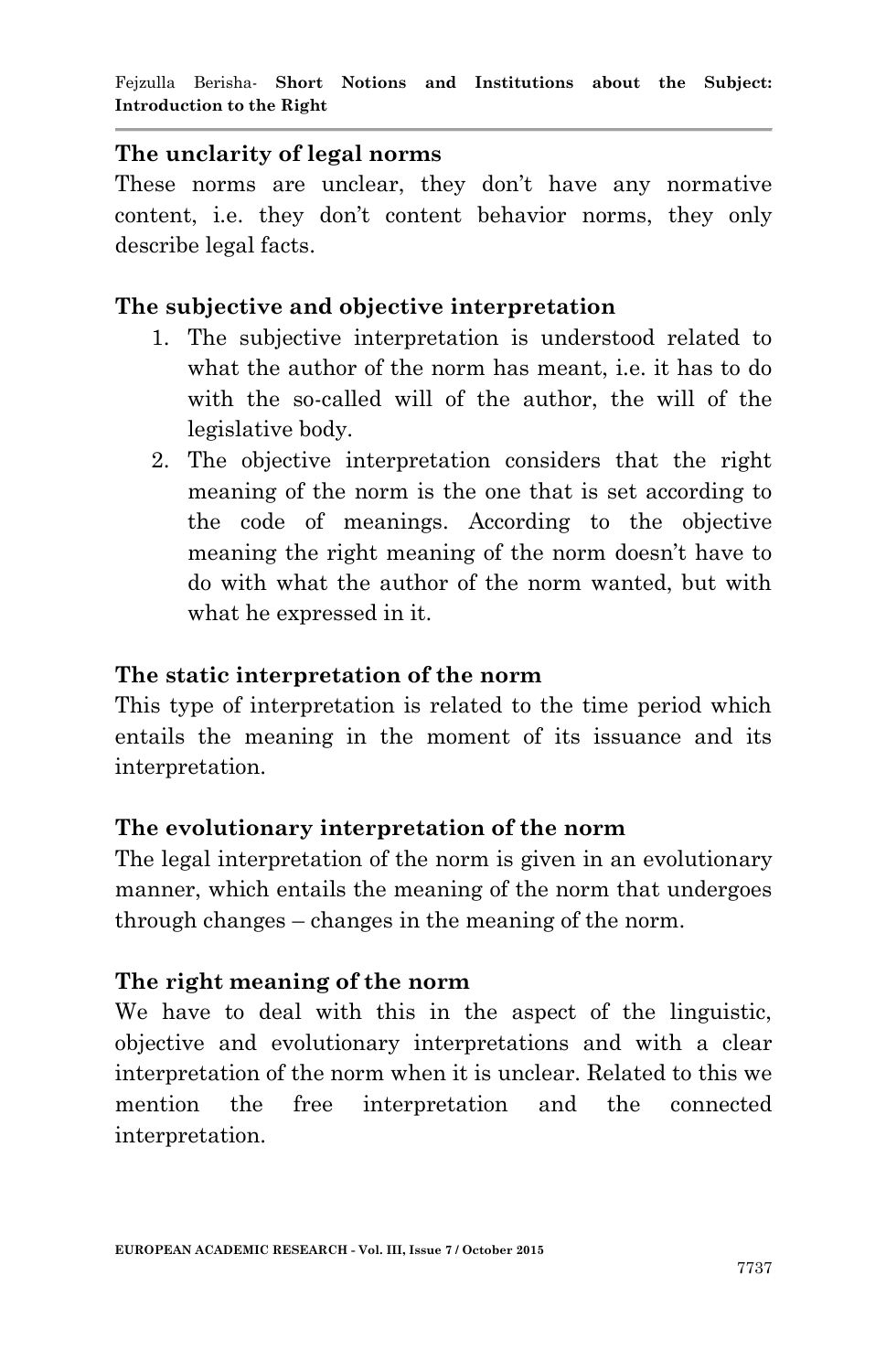**The unclarity of legal norms**

These norms are unclear, they don't have any normative content, i.e. they don't content behavior norms, they only describe legal facts.

**The subjective and objective interpretation**

1. The subjective interpretation is understood related to what the author of the norm has meant, i.e. it has to do with the so-called will of the author, the will of the legislative body.
2. The objective interpretation considers that the right meaning of the norm is the one that is set according to the code of meanings. According to the objective meaning the right meaning of the norm doesn't have to do with what the author of the norm wanted, but with what he expressed in it.

**The static interpretation of the norm**

This type of interpretation is related to the time period which entails the meaning in the moment of its issuance and its interpretation.

**The evolutionary interpretation of the norm**

The legal interpretation of the norm is given in an evolutionary manner, which entails the meaning of the norm that undergoes through changes – changes in the meaning of the norm.

**The right meaning of the norm**

We have to deal with this in the aspect of the linguistic, objective and evolutionary interpretations and with a clear interpretation of the norm when it is unclear. Related to this we mention the free interpretation and the connected interpretation.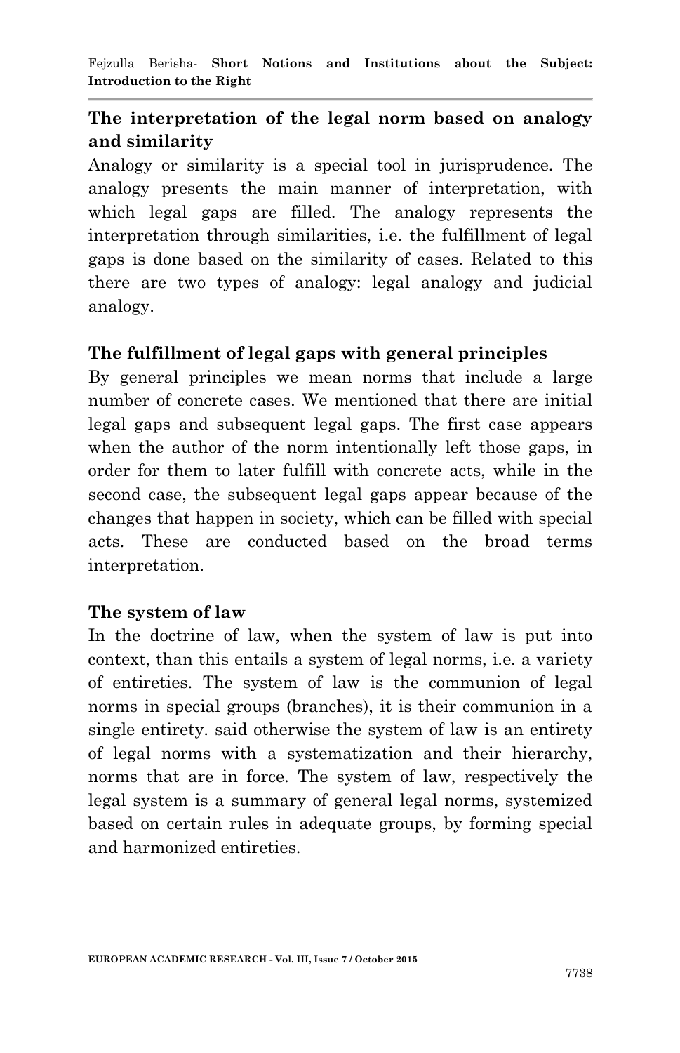## The interpretation of the legal norm based on analogy and similarity

Analogy or similarity is a special tool in jurisprudence. The analogy presents the main manner of interpretation, with which legal gaps are filled. The analogy represents the interpretation through similarities, i.e. the fulfillment of legal gaps is done based on the similarity of cases. Related to this there are two types of analogy: legal analogy and judicial analogy.

## The fulfillment of legal gaps with general principles

By general principles we mean norms that include a large number of concrete cases. We mentioned that there are initial legal gaps and subsequent legal gaps. The first case appears when the author of the norm intentionally left those gaps, in order for them to later fulfill with concrete acts, while in the second case, the subsequent legal gaps appear because of the changes that happen in society, which can be filled with special acts. These are conducted based on the broad terms interpretation.

## The system of law

In the doctrine of law, when the system of law is put into context, than this entails a system of legal norms, i.e. a variety of entireties. The system of law is the communion of legal norms in special groups (branches), it is their communion in a single entirety. said otherwise the system of law is an entirety of legal norms with a systematization and their hierarchy, norms that are in force. The system of law, respectively the legal system is a summary of general legal norms, systemized based on certain rules in adequate groups, by forming special and harmonized entireties.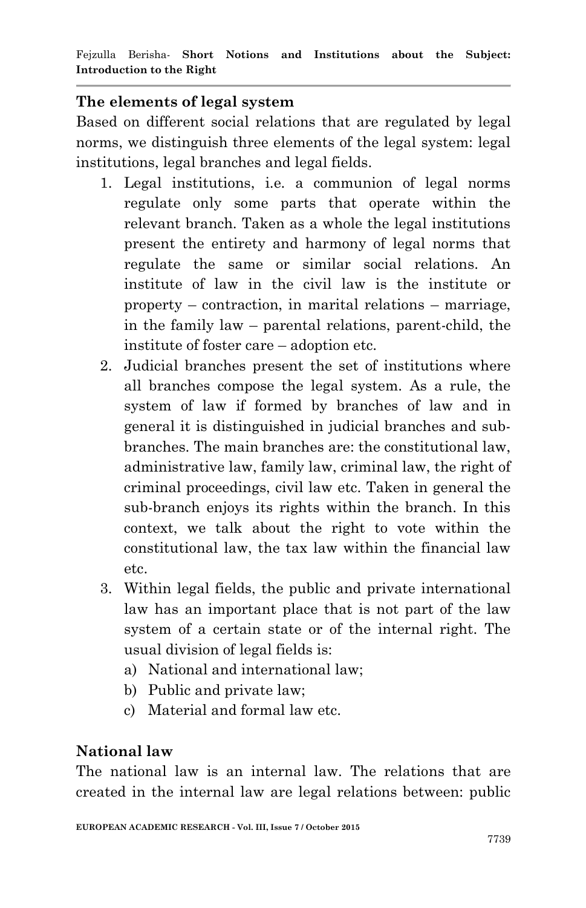## The elements of legal system

Based on different social relations that are regulated by legal norms, we distinguish three elements of the legal system: legal institutions, legal branches and legal fields.

1. Legal institutions, i.e. a communion of legal norms regulate only some parts that operate within the relevant branch. Taken as a whole the legal institutions present the entirety and harmony of legal norms that regulate the same or similar social relations. An institute of law in the civil law is the institute or property – contraction, in marital relations – marriage, in the family law – parental relations, parent-child, the institute of foster care – adoption etc.
2. Judicial branches present the set of institutions where all branches compose the legal system. As a rule, the system of law if formed by branches of law and in general it is distinguished in judicial branches and sub-branches. The main branches are: the constitutional law, administrative law, family law, criminal law, the right of criminal proceedings, civil law etc. Taken in general the sub-branch enjoys its rights within the branch. In this context, we talk about the right to vote within the constitutional law, the tax law within the financial law etc.
3. Within legal fields, the public and private international law has an important place that is not part of the law system of a certain state or of the internal right. The usual division of legal fields is:
   a) National and international law;
   b) Public and private law;
   c) Material and formal law etc.

## National law

The national law is an internal law. The relations that are created in the internal law are legal relations between: public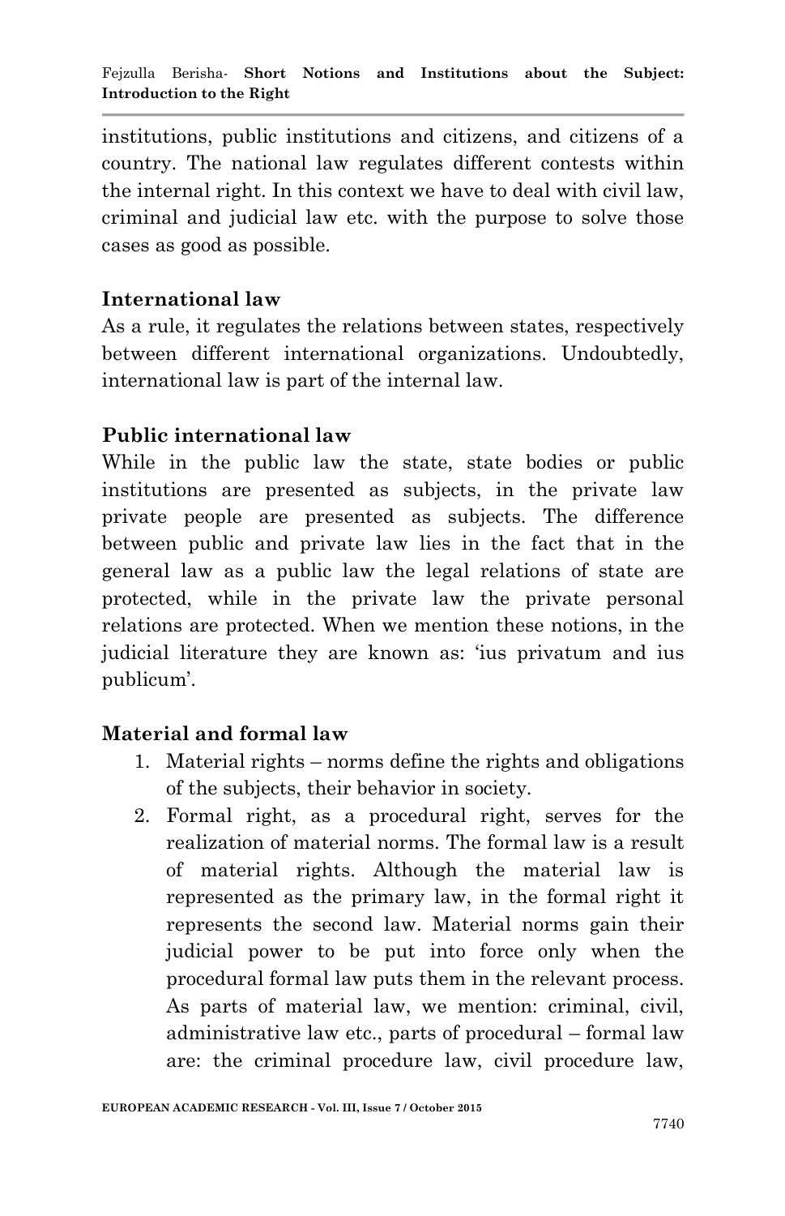institutions, public institutions and citizens, and citizens of a country. The national law regulates different contests within the internal right. In this context we have to deal with civil law, criminal and judicial law etc. with the purpose to solve those cases as good as possible.

### International law

As a rule, it regulates the relations between states, respectively between different international organizations. Undoubtedly, international law is part of the internal law.

### Public international law

While in the public law the state, state bodies or public institutions are presented as subjects, in the private law private people are presented as subjects. The difference between public and private law lies in the fact that in the general law as a public law the legal relations of state are protected, while in the private law the private personal relations are protected. When we mention these notions, in the judicial literature they are known as: 'ius privatum and ius publicum'.

### Material and formal law

1. Material rights – norms define the rights and obligations of the subjects, their behavior in society.
2. Formal right, as a procedural right, serves for the realization of material norms. The formal law is a result of material rights. Although the material law is represented as the primary law, in the formal right it represents the second law. Material norms gain their judicial power to be put into force only when the procedural formal law puts them in the relevant process. As parts of material law, we mention: criminal, civil, administrative law etc., parts of procedural – formal law are: the criminal procedure law, civil procedure law,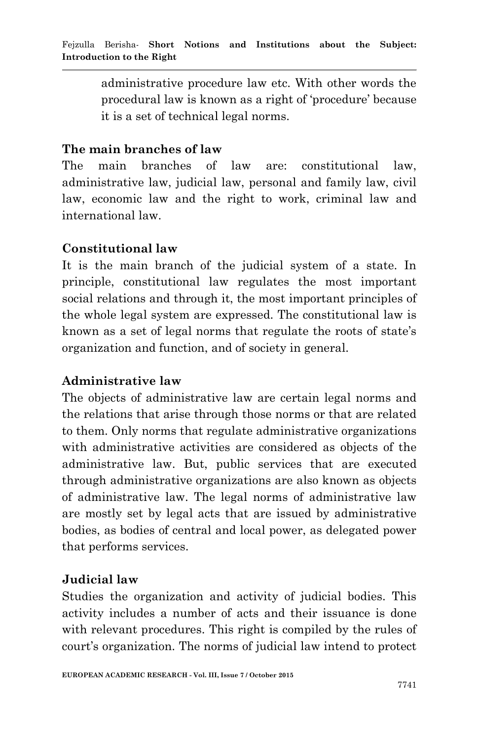administrative procedure law etc. With other words the procedural law is known as a right of 'procedure' because it is a set of technical legal norms.

## The main branches of law

The main branches of law are: constitutional law, administrative law, judicial law, personal and family law, civil law, economic law and the right to work, criminal law and international law.

## Constitutional law

It is the main branch of the judicial system of a state. In principle, constitutional law regulates the most important social relations and through it, the most important principles of the whole legal system are expressed. The constitutional law is known as a set of legal norms that regulate the roots of state's organization and function, and of society in general.

## Administrative law

The objects of administrative law are certain legal norms and the relations that arise through those norms or that are related to them. Only norms that regulate administrative organizations with administrative activities are considered as objects of the administrative law. But, public services that are executed through administrative organizations are also known as objects of administrative law. The legal norms of administrative law are mostly set by legal acts that are issued by administrative bodies, as bodies of central and local power, as delegated power that performs services.

## Judicial law

Studies the organization and activity of judicial bodies. This activity includes a number of acts and their issuance is done with relevant procedures. This right is compiled by the rules of court's organization. The norms of judicial law intend to protect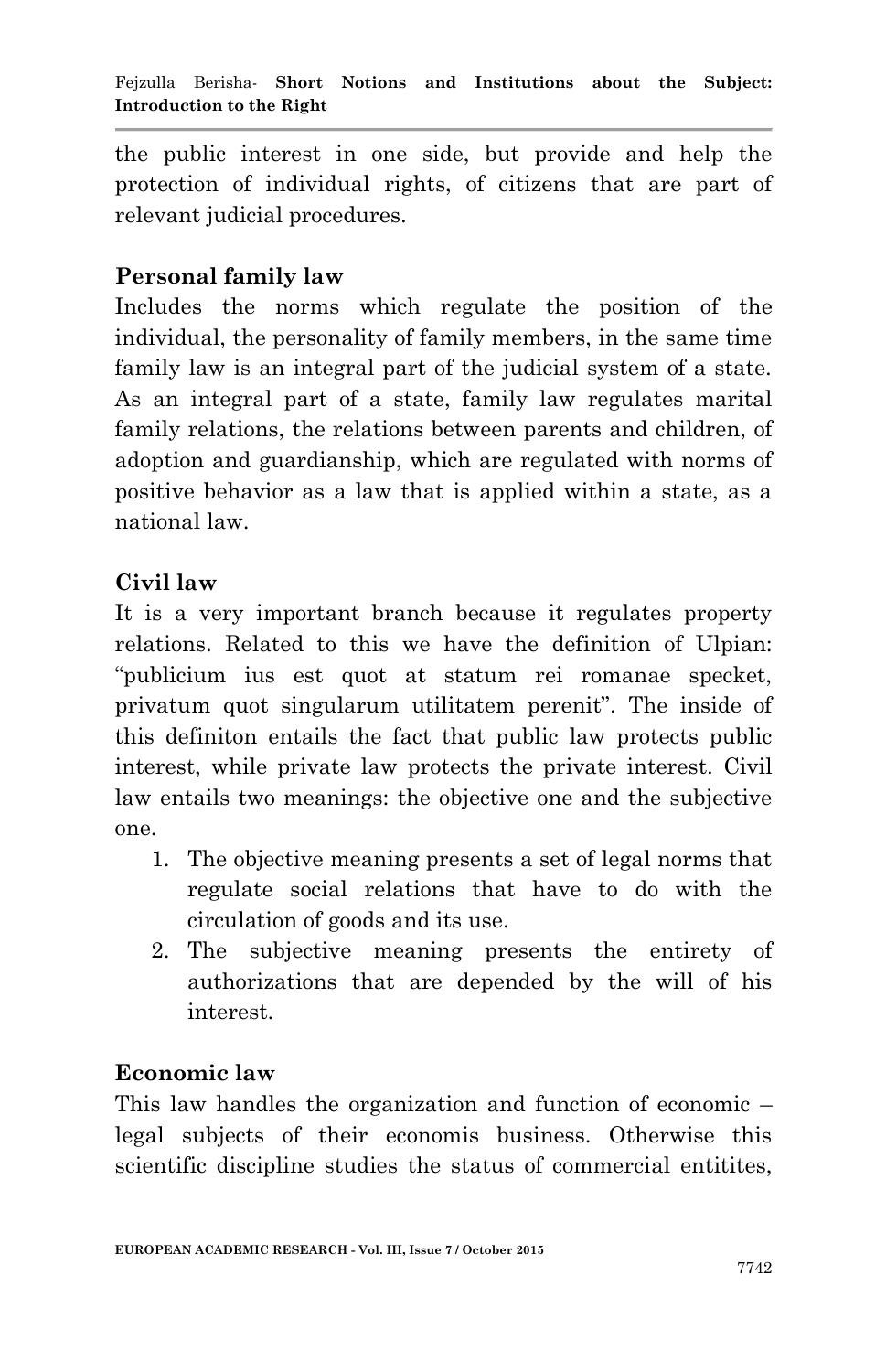the public interest in one side, but provide and help the protection of individual rights, of citizens that are part of relevant judicial procedures.

## Personal family law

Includes the norms which regulate the position of the individual, the personality of family members, in the same time family law is an integral part of the judicial system of a state. As an integral part of a state, family law regulates marital family relations, the relations between parents and children, of adoption and guardianship, which are regulated with norms of positive behavior as a law that is applied within a state, as a national law.

## Civil law

It is a very important branch because it regulates property relations. Related to this we have the definition of Ulpian: "publicium ius est quot at statum rei romanae specket, privatum quot singularum utilitatem perenit". The inside of this definiton entails the fact that public law protects public interest, while private law protects the private interest. Civil law entails two meanings: the objective one and the subjective one.

1. The objective meaning presents a set of legal norms that regulate social relations that have to do with the circulation of goods and its use.
2. The subjective meaning presents the entirety of authorizations that are depended by the will of his interest.

## Economic law

This law handles the organization and function of economic – legal subjects of their economis business. Otherwise this scientific discipline studies the status of commercial entitites,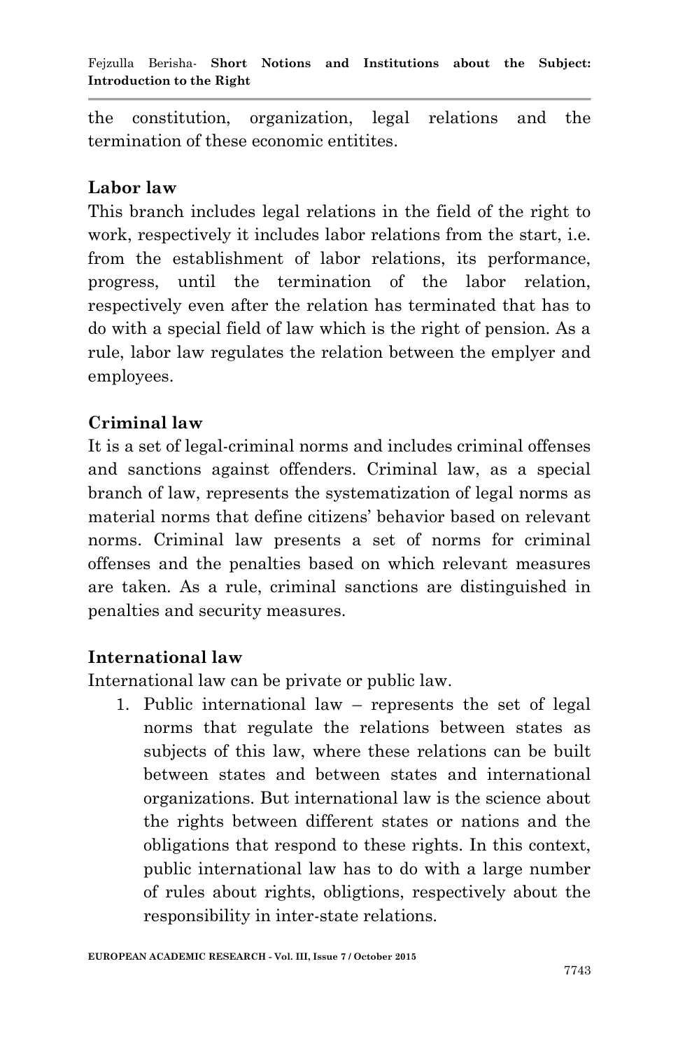the constitution, organization, legal relations and the termination of these economic entitites.

## Labor law

This branch includes legal relations in the field of the right to work, respectively it includes labor relations from the start, i.e. from the establishment of labor relations, its performance, progress, until the termination of the labor relation, respectively even after the relation has terminated that has to do with a special field of law which is the right of pension. As a rule, labor law regulates the relation between the emplyer and employees.

## Criminal law

It is a set of legal-criminal norms and includes criminal offenses and sanctions against offenders. Criminal law, as a special branch of law, represents the systematization of legal norms as material norms that define citizens' behavior based on relevant norms. Criminal law presents a set of norms for criminal offenses and the penalties based on which relevant measures are taken. As a rule, criminal sanctions are distinguished in penalties and security measures.

## International law

International law can be private or public law.

1. Public international law – represents the set of legal norms that regulate the relations between states as subjects of this law, where these relations can be built between states and between states and international organizations. But international law is the science about the rights between different states or nations and the obligations that respond to these rights. In this context, public international law has to do with a large number of rules about rights, obligtions, respectively about the responsibility in inter-state relations.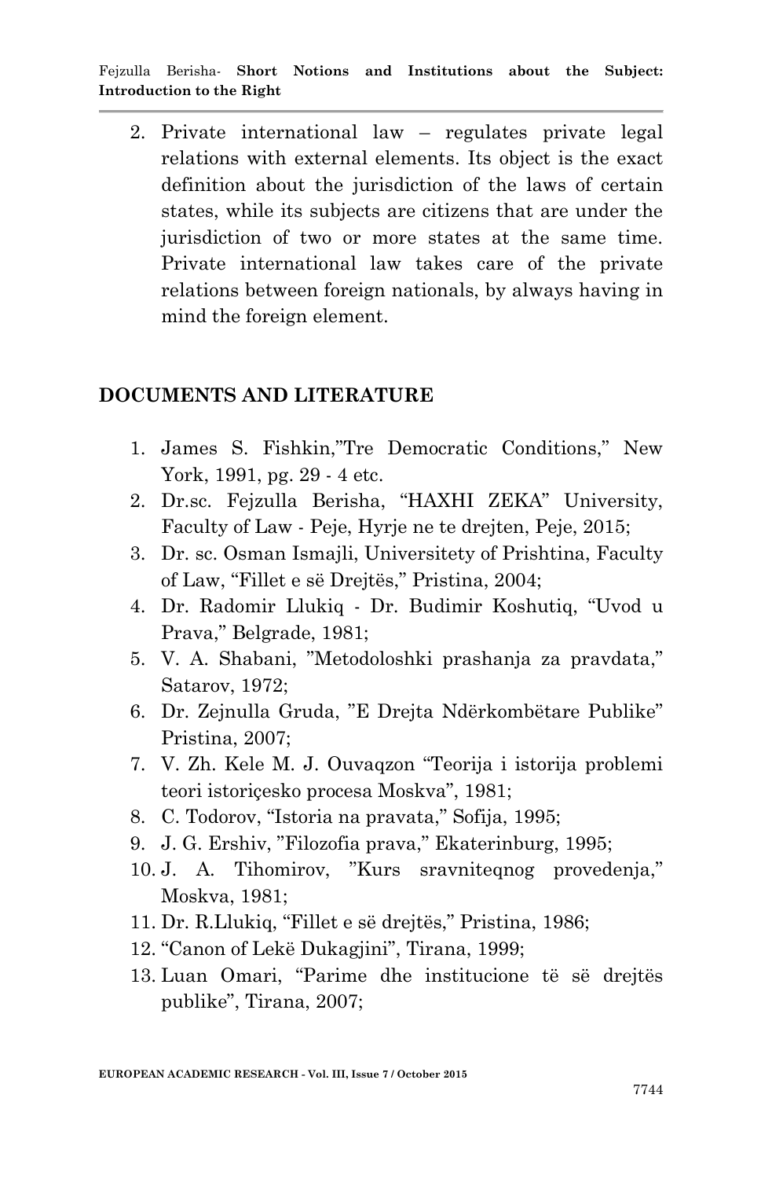2. Private international law – regulates private legal relations with external elements. Its object is the exact definition about the jurisdiction of the laws of certain states, while its subjects are citizens that are under the jurisdiction of two or more states at the same time. Private international law takes care of the private relations between foreign nationals, by always having in mind the foreign element.

## DOCUMENTS AND LITERATURE

1. James S. Fishkin,"Tre Democratic Conditions," New York, 1991, pg. 29 - 4 etc.
2. Dr.sc. Fejzulla Berisha, "HAXHI ZEKA" University, Faculty of Law - Peje, Hyrje ne te drejten, Peje, 2015;
3. Dr. sc. Osman Ismajli, Universitety of Prishtina, Faculty of Law, "Fillet e së Drejtës," Pristina, 2004;
4. Dr. Radomir Llukiq - Dr. Budimir Koshutiq, "Uvod u Prava," Belgrade, 1981;
5. V. A. Shabani, "Metodoloshki prashanja za pravdata," Satarov, 1972;
6. Dr. Zejnulla Gruda, "E Drejta Ndërkombëtare Publike" Pristina, 2007;
7. V. Zh. Kele M. J. Ouvaqzon "Teorija i istorija problemi teori istoriçesko procesa Moskva", 1981;
8. C. Todorov, "Istoria na pravata," Sofija, 1995;
9. J. G. Ershiv, "Filozofia prava," Ekaterinburg, 1995;
10. J. A. Tihomirov, "Kurs sravniteqnog provedenja," Moskva, 1981;
11. Dr. R.Llukiq, "Fillet e së drejtës," Pristina, 1986;
12. "Canon of Lekë Dukagjini", Tirana, 1999;
13. Luan Omari, "Parime dhe institucione të së drejtës publike", Tirana, 2007;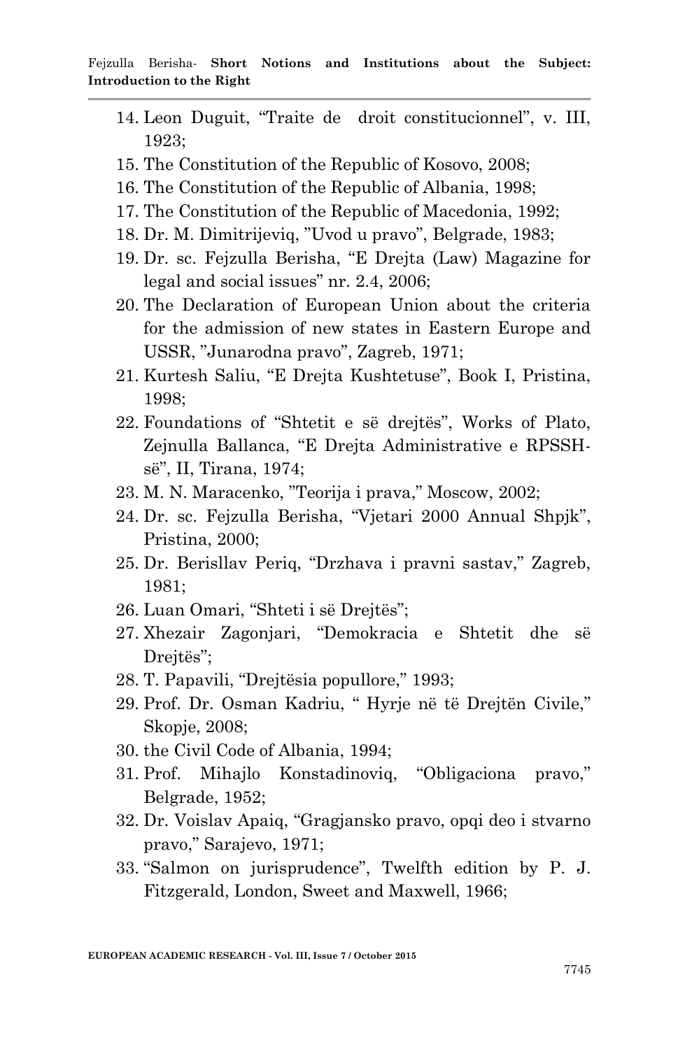14. Leon Duguit, “Traite de droit constitucionnel”, v. III, 1923;
15. The Constitution of the Republic of Kosovo, 2008;
16. The Constitution of the Republic of Albania, 1998;
17. The Constitution of the Republic of Macedonia, 1992;
18. Dr. M. Dimitrijeviq, ”Uvod u pravo”, Belgrade, 1983;
19. Dr. sc. Fejzulla Berisha, “E Drejta (Law) Magazine for legal and social issues” nr. 2.4, 2006;
20. The Declaration of European Union about the criteria for the admission of new states in Eastern Europe and USSR, ”Junarodna pravo”, Zagreb, 1971;
21. Kurtesh Saliu, “E Drejta Kushtetuse”, Book I, Pristina, 1998;
22. Foundations of “Shtetit e së drejtës”, Works of Plato, Zejnulla Ballanca, “E Drejta Administrative e RPSSH-së”, II, Tirana, 1974;
23. M. N. Maracenko, ”Teorija i prava,” Moscow, 2002;
24. Dr. sc. Fejzulla Berisha, “Vjetari 2000 Annual Shpjk”, Pristina, 2000;
25. Dr. Berisllav Periq, “Drzhava i pravni sastav,” Zagreb, 1981;
26. Luan Omari, “Shteti i së Drejtës”;
27. Xhezair Zagonjari, “Demokracia e Shtetit dhe së Drejtës”;
28. T. Papavili, “Drejtësia popullore,” 1993;
29. Prof. Dr. Osman Kadriu, “ Hyrje në të Drejtën Civile,” Skopje, 2008;
30. the Civil Code of Albania, 1994;
31. Prof. Mihajlo Konstadinoviq, “Obligaciona pravo,” Belgrade, 1952;
32. Dr. Voislav Apaiq, “Gragjansko pravo, opqi deo i stvarno pravo,” Sarajevo, 1971;
33. “Salmon on jurisprudence”, Twelfth edition by P. J. Fitzgerald, London, Sweet and Maxwell, 1966;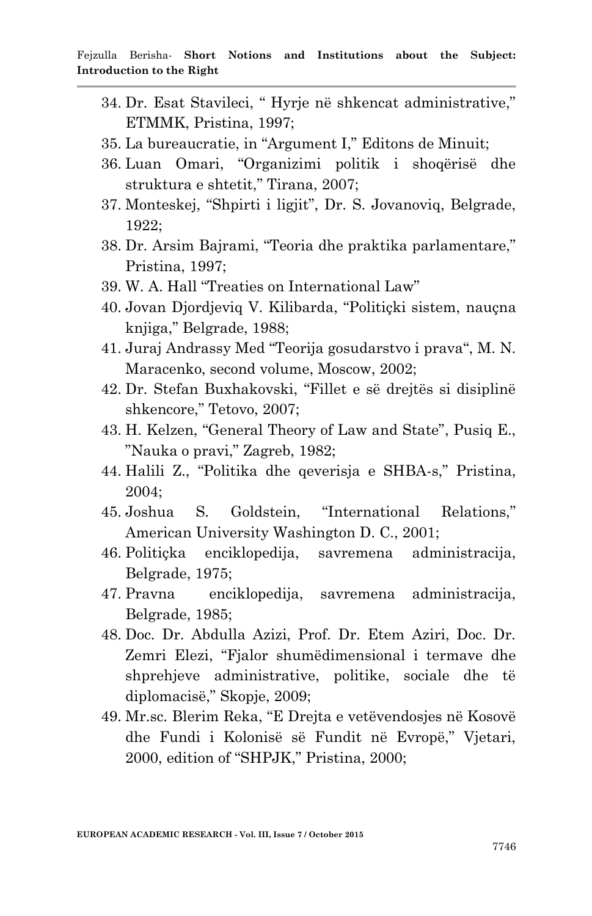34. Dr. Esat Stavileci, " Hyrje në shkencat administrative," ETMMK, Pristina, 1997;
35. La bureaucratie, in "Argument I," Editons de Minuit;
36. Luan Omari, "Organizimi politik i shoqërisë dhe struktura e shtetit," Tirana, 2007;
37. Monteskej, "Shpirti i ligjit", Dr. S. Jovanoviq, Belgrade, 1922;
38. Dr. Arsim Bajrami, "Teoria dhe praktika parlamentare," Pristina, 1997;
39. W. A. Hall "Treaties on International Law"
40. Jovan Djordjeviq V. Kilibarda, "Politiçki sistem, nauçna knjiga," Belgrade, 1988;
41. Juraj Andrassy Med "Teorija gosudarstvo i prava", M. N. Maracenko, second volume, Moscow, 2002;
42. Dr. Stefan Buxhakovski, "Fillet e së drejtës si disiplinë shkencore," Tetovo, 2007;
43. H. Kelzen, "General Theory of Law and State", Pusiq E., "Nauka o pravi," Zagreb, 1982;
44. Halili Z., "Politika dhe qeverisja e SHBA-s," Pristina, 2004;
45. Joshua S. Goldstein, "International Relations," American University Washington D. C., 2001;
46. Politiçka enciklopedija, savremena administracija, Belgrade, 1975;
47. Pravna enciklopedija, savremena administracija, Belgrade, 1985;
48. Doc. Dr. Abdulla Azizi, Prof. Dr. Etem Aziri, Doc. Dr. Zemri Elezi, "Fjalor shumëdimensional i termave dhe shprehjeve administrative, politike, sociale dhe të diplomacisë," Skopje, 2009;
49. Mr.sc. Blerim Reka, "E Drejta e vetëvendosjes në Kosovë dhe Fundi i Kolonisë së Fundit në Evropë," Vjetari, 2000, edition of "SHPJK," Pristina, 2000;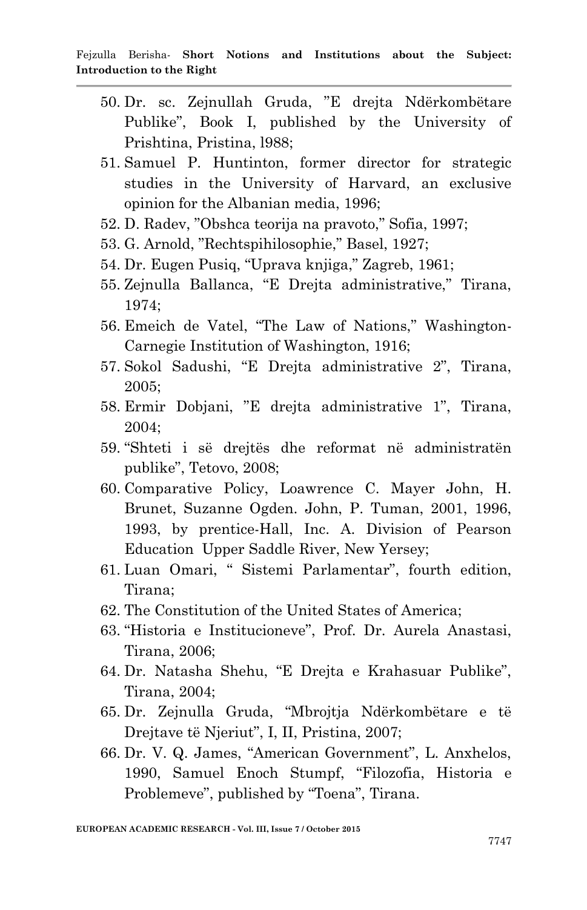50. Dr. sc. Zejnullah Gruda, ”E drejta Ndërkombëtare Publike”, Book I, published by the University of Prishtina, Pristina, l988;
51. Samuel P. Huntinton, former director for strategic studies in the University of Harvard, an exclusive opinion for the Albanian media, 1996;
52. D. Radev, ”Obshca teorija na pravoto,” Sofia, 1997;
53. G. Arnold, ”Rechtspihilosophie,” Basel, 1927;
54. Dr. Eugen Pusiq, “Uprava knjiga,” Zagreb, 1961;
55. Zejnulla Ballanca, “E Drejta administrative,” Tirana, 1974;
56. Emeich de Vatel, “The Law of Nations,” Washington-Carnegie Institution of Washington, 1916;
57. Sokol Sadushi, “E Drejta administrative 2”, Tirana, 2005;
58. Ermir Dobjani, ”E drejta administrative 1”, Tirana, 2004;
59. “Shteti i së drejtës dhe reformat në administratën publike”, Tetovo, 2008;
60. Comparative Policy, Loawrence C. Mayer John, H. Brunet, Suzanne Ogden. John, P. Tuman, 2001, 1996, 1993, by prentice-Hall, Inc. A. Division of Pearson Education Upper Saddle River, New Yersey;
61. Luan Omari, “ Sistemi Parlamentar”, fourth edition, Tirana;
62. The Constitution of the United States of America;
63. “Historia e Institucioneve”, Prof. Dr. Aurela Anastasi, Tirana, 2006;
64. Dr. Natasha Shehu, “E Drejta e Krahasuar Publike”, Tirana, 2004;
65. Dr. Zejnulla Gruda, “Mbrojtja Ndërkombëtare e të Drejtave të Njeriut”, I, II, Pristina, 2007;
66. Dr. V. Q. James, “American Government”, L. Anxhelos, 1990, Samuel Enoch Stumpf, “Filozofia, Historia e Problemeve”, published by “Toena”, Tirana.